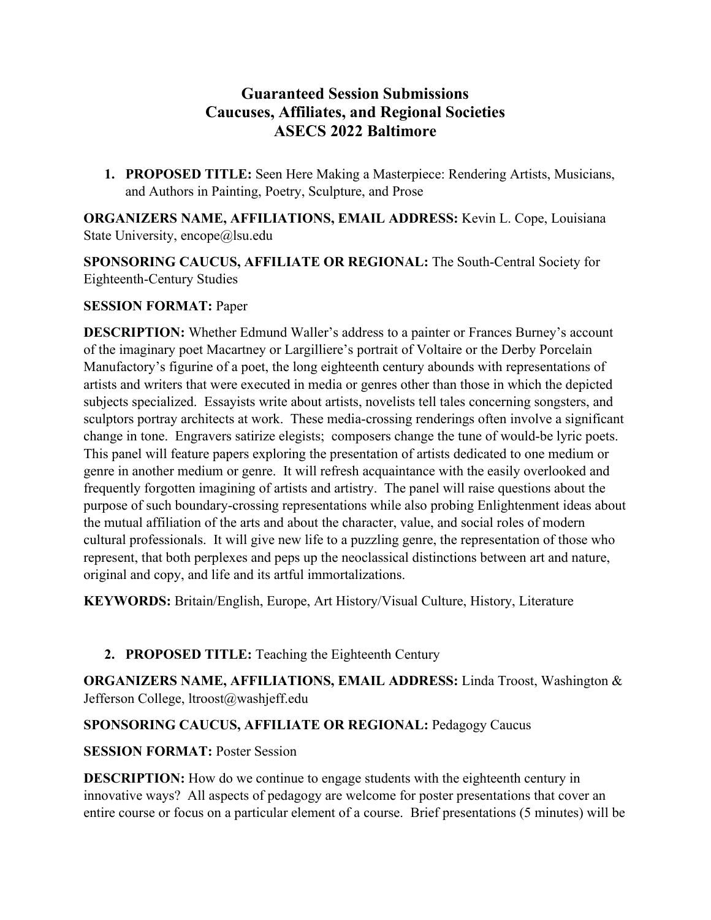# Guaranteed Session Submissions
# Caucuses, Affiliates, and Regional Societies
# ASECS 2022 Baltimore

1. **PROPOSED TITLE:** Seen Here Making a Masterpiece: Rendering Artists, Musicians, and Authors in Painting, Poetry, Sculpture, and Prose

**ORGANIZERS NAME, AFFILIATIONS, EMAIL ADDRESS:** Kevin L. Cope, Louisiana State University, encope@lsu.edu

**SPONSORING CAUCUS, AFFILIATE OR REGIONAL:** The South-Central Society for Eighteenth-Century Studies

**SESSION FORMAT:** Paper

**DESCRIPTION:** Whether Edmund Waller's address to a painter or Frances Burney's account of the imaginary poet Macartney or Largilliere's portrait of Voltaire or the Derby Porcelain Manufactory's figurine of a poet, the long eighteenth century abounds with representations of artists and writers that were executed in media or genres other than those in which the depicted subjects specialized. Essayists write about artists, novelists tell tales concerning songsters, and sculptors portray architects at work. These media-crossing renderings often involve a significant change in tone. Engravers satirize elegists; composers change the tune of would-be lyric poets. This panel will feature papers exploring the presentation of artists dedicated to one medium or genre in another medium or genre. It will refresh acquaintance with the easily overlooked and frequently forgotten imagining of artists and artistry. The panel will raise questions about the purpose of such boundary-crossing representations while also probing Enlightenment ideas about the mutual affiliation of the arts and about the character, value, and social roles of modern cultural professionals. It will give new life to a puzzling genre, the representation of those who represent, that both perplexes and peps up the neoclassical distinctions between art and nature, original and copy, and life and its artful immortalizations.

**KEYWORDS:** Britain/English, Europe, Art History/Visual Culture, History, Literature

2. **PROPOSED TITLE:** Teaching the Eighteenth Century

**ORGANIZERS NAME, AFFILIATIONS, EMAIL ADDRESS:** Linda Troost, Washington & Jefferson College, ltroost@washjeff.edu

**SPONSORING CAUCUS, AFFILIATE OR REGIONAL:** Pedagogy Caucus

**SESSION FORMAT:** Poster Session

**DESCRIPTION:** How do we continue to engage students with the eighteenth century in innovative ways? All aspects of pedagogy are welcome for poster presentations that cover an entire course or focus on a particular element of a course. Brief presentations (5 minutes) will be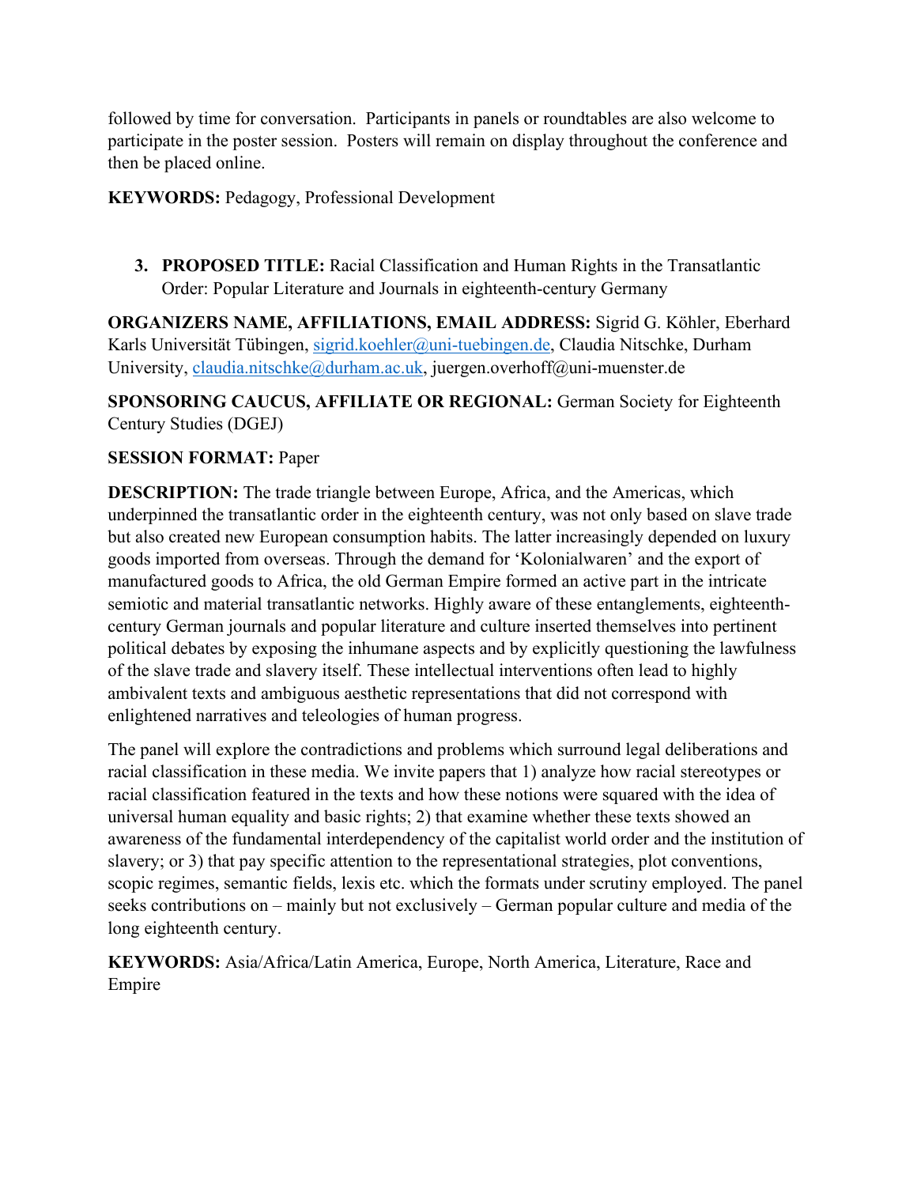followed by time for conversation. Participants in panels or roundtables are also welcome to participate in the poster session. Posters will remain on display throughout the conference and then be placed online.

**KEYWORDS:** Pedagogy, Professional Development

3. **PROPOSED TITLE:** Racial Classification and Human Rights in the Transatlantic Order: Popular Literature and Journals in eighteenth-century Germany

**ORGANIZERS NAME, AFFILIATIONS, EMAIL ADDRESS:** Sigrid G. Köhler, Eberhard Karls Universität Tübingen, sigrid.koehler@uni-tuebingen.de, Claudia Nitschke, Durham University, claudia.nitschke@durham.ac.uk, juergen.overhoff@uni-muenster.de

**SPONSORING CAUCUS, AFFILIATE OR REGIONAL:** German Society for Eighteenth Century Studies (DGEJ)

**SESSION FORMAT:** Paper

**DESCRIPTION:** The trade triangle between Europe, Africa, and the Americas, which underpinned the transatlantic order in the eighteenth century, was not only based on slave trade but also created new European consumption habits. The latter increasingly depended on luxury goods imported from overseas. Through the demand for 'Kolonialwaren' and the export of manufactured goods to Africa, the old German Empire formed an active part in the intricate semiotic and material transatlantic networks. Highly aware of these entanglements, eighteenth-century German journals and popular literature and culture inserted themselves into pertinent political debates by exposing the inhumane aspects and by explicitly questioning the lawfulness of the slave trade and slavery itself. These intellectual interventions often lead to highly ambivalent texts and ambiguous aesthetic representations that did not correspond with enlightened narratives and teleologies of human progress.

The panel will explore the contradictions and problems which surround legal deliberations and racial classification in these media. We invite papers that 1) analyze how racial stereotypes or racial classification featured in the texts and how these notions were squared with the idea of universal human equality and basic rights; 2) that examine whether these texts showed an awareness of the fundamental interdependency of the capitalist world order and the institution of slavery; or 3) that pay specific attention to the representational strategies, plot conventions, scopic regimes, semantic fields, lexis etc. which the formats under scrutiny employed. The panel seeks contributions on – mainly but not exclusively – German popular culture and media of the long eighteenth century.

**KEYWORDS:** Asia/Africa/Latin America, Europe, North America, Literature, Race and Empire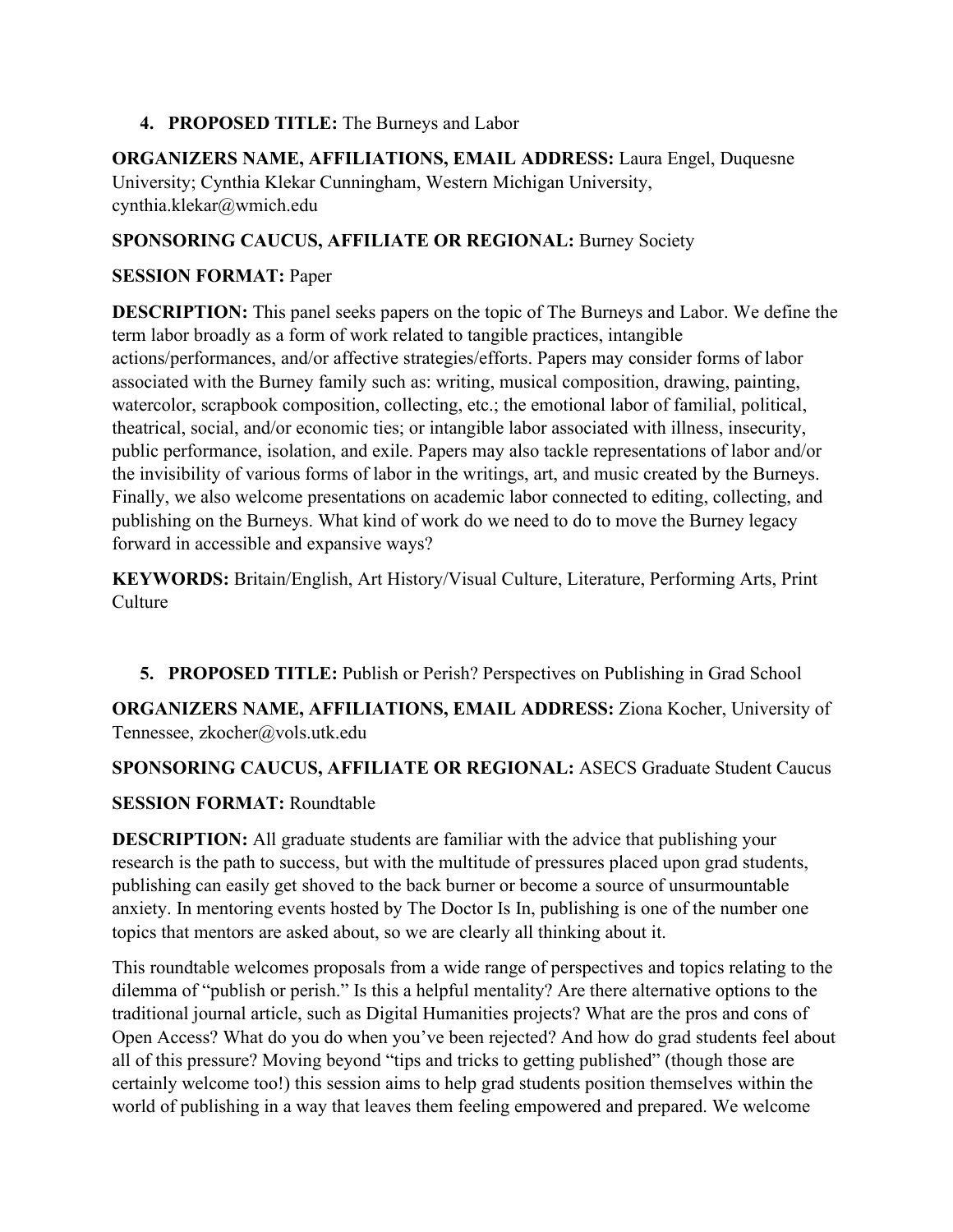4. **PROPOSED TITLE:** The Burneys and Labor

**ORGANIZERS NAME, AFFILIATIONS, EMAIL ADDRESS:** Laura Engel, Duquesne University; Cynthia Klekar Cunningham, Western Michigan University, cynthia.klekar@wmich.edu

**SPONSORING CAUCUS, AFFILIATE OR REGIONAL:** Burney Society

**SESSION FORMAT:** Paper

**DESCRIPTION:** This panel seeks papers on the topic of The Burneys and Labor. We define the term labor broadly as a form of work related to tangible practices, intangible actions/performances, and/or affective strategies/efforts. Papers may consider forms of labor associated with the Burney family such as: writing, musical composition, drawing, painting, watercolor, scrapbook composition, collecting, etc.; the emotional labor of familial, political, theatrical, social, and/or economic ties; or intangible labor associated with illness, insecurity, public performance, isolation, and exile. Papers may also tackle representations of labor and/or the invisibility of various forms of labor in the writings, art, and music created by the Burneys. Finally, we also welcome presentations on academic labor connected to editing, collecting, and publishing on the Burneys. What kind of work do we need to do to move the Burney legacy forward in accessible and expansive ways?

**KEYWORDS:** Britain/English, Art History/Visual Culture, Literature, Performing Arts, Print Culture

5. **PROPOSED TITLE:** Publish or Perish? Perspectives on Publishing in Grad School

**ORGANIZERS NAME, AFFILIATIONS, EMAIL ADDRESS:** Ziona Kocher, University of Tennessee, zkocher@vols.utk.edu

**SPONSORING CAUCUS, AFFILIATE OR REGIONAL:** ASECS Graduate Student Caucus

**SESSION FORMAT:** Roundtable

**DESCRIPTION:** All graduate students are familiar with the advice that publishing your research is the path to success, but with the multitude of pressures placed upon grad students, publishing can easily get shoved to the back burner or become a source of unsurmountable anxiety. In mentoring events hosted by The Doctor Is In, publishing is one of the number one topics that mentors are asked about, so we are clearly all thinking about it.

This roundtable welcomes proposals from a wide range of perspectives and topics relating to the dilemma of "publish or perish." Is this a helpful mentality? Are there alternative options to the traditional journal article, such as Digital Humanities projects? What are the pros and cons of Open Access? What do you do when you've been rejected? And how do grad students feel about all of this pressure? Moving beyond "tips and tricks to getting published" (though those are certainly welcome too!) this session aims to help grad students position themselves within the world of publishing in a way that leaves them feeling empowered and prepared. We welcome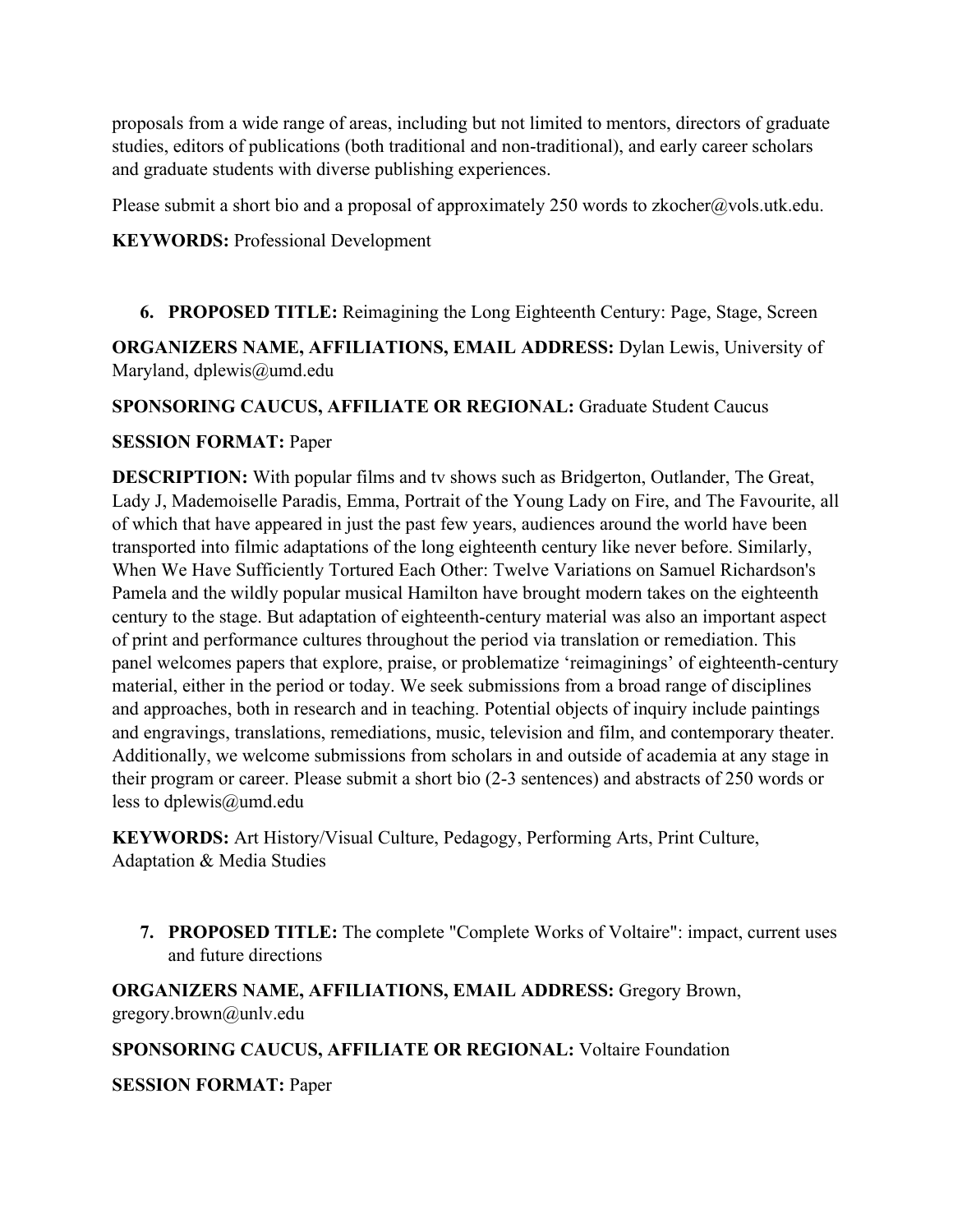proposals from a wide range of areas, including but not limited to mentors, directors of graduate studies, editors of publications (both traditional and non-traditional), and early career scholars and graduate students with diverse publishing experiences.

Please submit a short bio and a proposal of approximately 250 words to zkocher@vols.utk.edu.

**KEYWORDS:** Professional Development

6. **PROPOSED TITLE:** Reimagining the Long Eighteenth Century: Page, Stage, Screen

**ORGANIZERS NAME, AFFILIATIONS, EMAIL ADDRESS:** Dylan Lewis, University of Maryland, dplewis@umd.edu

**SPONSORING CAUCUS, AFFILIATE OR REGIONAL:** Graduate Student Caucus

**SESSION FORMAT:** Paper

**DESCRIPTION:** With popular films and tv shows such as Bridgerton, Outlander, The Great, Lady J, Mademoiselle Paradis, Emma, Portrait of the Young Lady on Fire, and The Favourite, all of which that have appeared in just the past few years, audiences around the world have been transported into filmic adaptations of the long eighteenth century like never before. Similarly, When We Have Sufficiently Tortured Each Other: Twelve Variations on Samuel Richardson's Pamela and the wildly popular musical Hamilton have brought modern takes on the eighteenth century to the stage. But adaptation of eighteenth-century material was also an important aspect of print and performance cultures throughout the period via translation or remediation. This panel welcomes papers that explore, praise, or problematize 'reimaginings' of eighteenth-century material, either in the period or today. We seek submissions from a broad range of disciplines and approaches, both in research and in teaching. Potential objects of inquiry include paintings and engravings, translations, remediations, music, television and film, and contemporary theater. Additionally, we welcome submissions from scholars in and outside of academia at any stage in their program or career. Please submit a short bio (2-3 sentences) and abstracts of 250 words or less to dplewis@umd.edu

**KEYWORDS:** Art History/Visual Culture, Pedagogy, Performing Arts, Print Culture, Adaptation & Media Studies

7. **PROPOSED TITLE:** The complete "Complete Works of Voltaire": impact, current uses and future directions

**ORGANIZERS NAME, AFFILIATIONS, EMAIL ADDRESS:** Gregory Brown, gregory.brown@unlv.edu

**SPONSORING CAUCUS, AFFILIATE OR REGIONAL:** Voltaire Foundation

**SESSION FORMAT:** Paper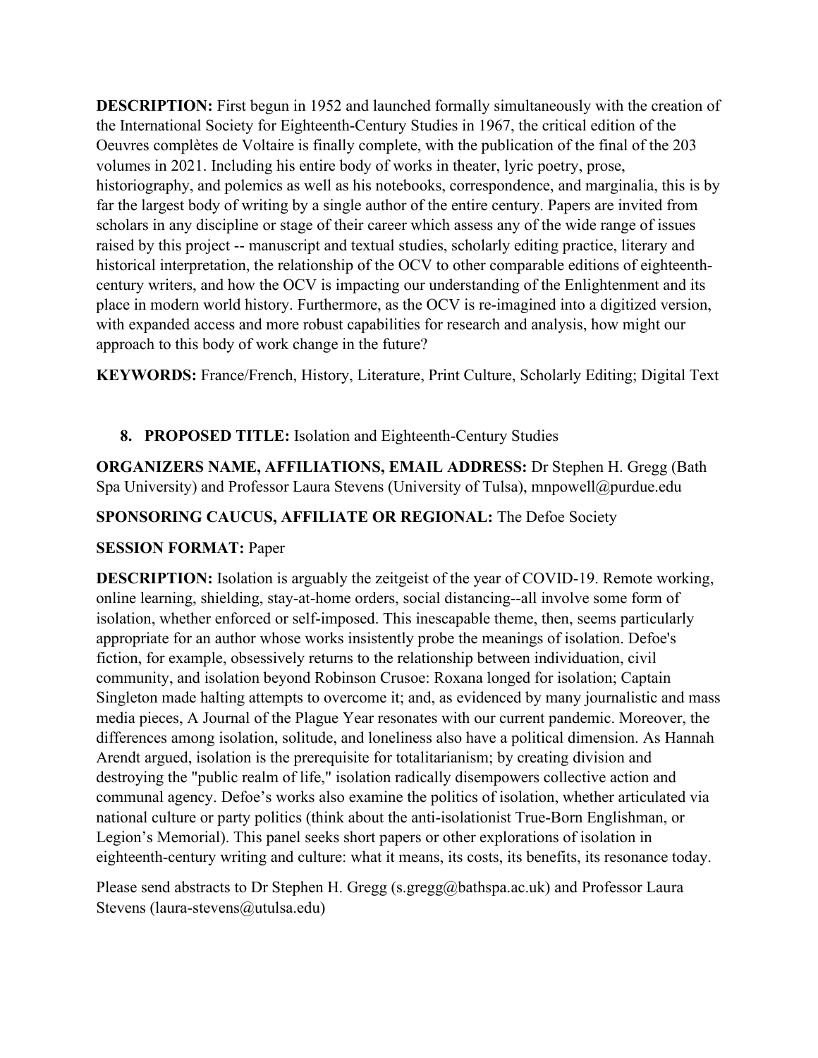**DESCRIPTION:** First begun in 1952 and launched formally simultaneously with the creation of the International Society for Eighteenth-Century Studies in 1967, the critical edition of the Oeuvres complètes de Voltaire is finally complete, with the publication of the final of the 203 volumes in 2021. Including his entire body of works in theater, lyric poetry, prose, historiography, and polemics as well as his notebooks, correspondence, and marginalia, this is by far the largest body of writing by a single author of the entire century. Papers are invited from scholars in any discipline or stage of their career which assess any of the wide range of issues raised by this project -- manuscript and textual studies, scholarly editing practice, literary and historical interpretation, the relationship of the OCV to other comparable editions of eighteenth-century writers, and how the OCV is impacting our understanding of the Enlightenment and its place in modern world history. Furthermore, as the OCV is re-imagined into a digitized version, with expanded access and more robust capabilities for research and analysis, how might our approach to this body of work change in the future?

**KEYWORDS:** France/French, History, Literature, Print Culture, Scholarly Editing; Digital Text

8. **PROPOSED TITLE:** Isolation and Eighteenth-Century Studies

**ORGANIZERS NAME, AFFILIATIONS, EMAIL ADDRESS:** Dr Stephen H. Gregg (Bath Spa University) and Professor Laura Stevens (University of Tulsa), mnpowell@purdue.edu

**SPONSORING CAUCUS, AFFILIATE OR REGIONAL:** The Defoe Society

**SESSION FORMAT:** Paper

**DESCRIPTION:** Isolation is arguably the zeitgeist of the year of COVID-19. Remote working, online learning, shielding, stay-at-home orders, social distancing--all involve some form of isolation, whether enforced or self-imposed. This inescapable theme, then, seems particularly appropriate for an author whose works insistently probe the meanings of isolation. Defoe's fiction, for example, obsessively returns to the relationship between individuation, civil community, and isolation beyond Robinson Crusoe: Roxana longed for isolation; Captain Singleton made halting attempts to overcome it; and, as evidenced by many journalistic and mass media pieces, A Journal of the Plague Year resonates with our current pandemic. Moreover, the differences among isolation, solitude, and loneliness also have a political dimension. As Hannah Arendt argued, isolation is the prerequisite for totalitarianism; by creating division and destroying the "public realm of life," isolation radically disempowers collective action and communal agency. Defoe's works also examine the politics of isolation, whether articulated via national culture or party politics (think about the anti-isolationist True-Born Englishman, or Legion's Memorial). This panel seeks short papers or other explorations of isolation in eighteenth-century writing and culture: what it means, its costs, its benefits, its resonance today.

Please send abstracts to Dr Stephen H. Gregg (s.gregg@bathspa.ac.uk) and Professor Laura Stevens (laura-stevens@utulsa.edu)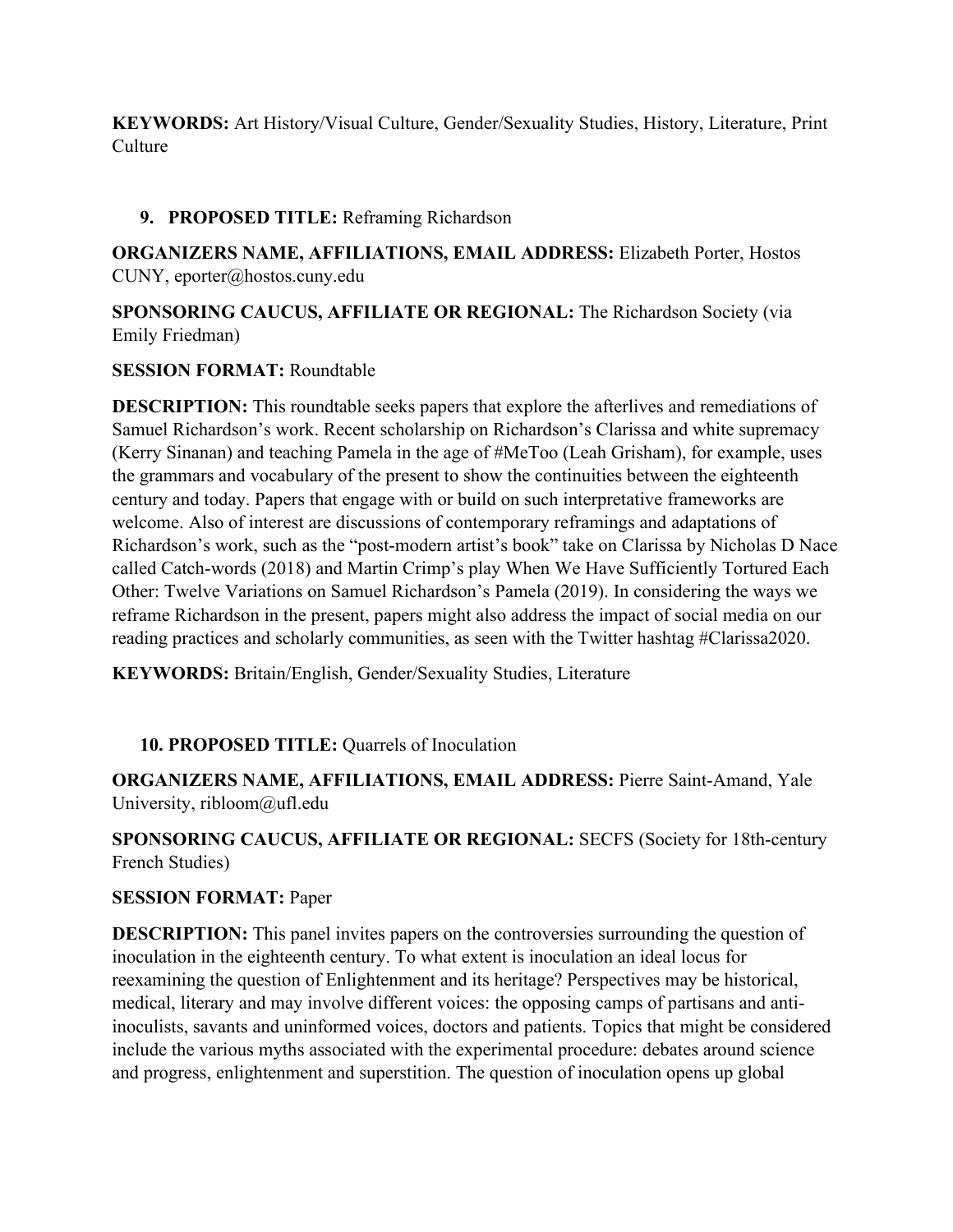**KEYWORDS:** Art History/Visual Culture, Gender/Sexuality Studies, History, Literature, Print Culture

9. **PROPOSED TITLE:** Reframing Richardson

**ORGANIZERS NAME, AFFILIATIONS, EMAIL ADDRESS:** Elizabeth Porter, Hostos CUNY, eporter@hostos.cuny.edu

**SPONSORING CAUCUS, AFFILIATE OR REGIONAL:** The Richardson Society (via Emily Friedman)

**SESSION FORMAT:** Roundtable

**DESCRIPTION:** This roundtable seeks papers that explore the afterlives and remediations of Samuel Richardson's work. Recent scholarship on Richardson's Clarissa and white supremacy (Kerry Sinanan) and teaching Pamela in the age of #MeToo (Leah Grisham), for example, uses the grammars and vocabulary of the present to show the continuities between the eighteenth century and today. Papers that engage with or build on such interpretative frameworks are welcome. Also of interest are discussions of contemporary reframings and adaptations of Richardson's work, such as the "post-modern artist's book" take on Clarissa by Nicholas D Nace called Catch-words (2018) and Martin Crimp's play When We Have Sufficiently Tortured Each Other: Twelve Variations on Samuel Richardson's Pamela (2019). In considering the ways we reframe Richardson in the present, papers might also address the impact of social media on our reading practices and scholarly communities, as seen with the Twitter hashtag #Clarissa2020.

**KEYWORDS:** Britain/English, Gender/Sexuality Studies, Literature

10. **PROPOSED TITLE:** Quarrels of Inoculation

**ORGANIZERS NAME, AFFILIATIONS, EMAIL ADDRESS:** Pierre Saint-Amand, Yale University, ribloom@ufl.edu

**SPONSORING CAUCUS, AFFILIATE OR REGIONAL:** SECFS (Society for 18th-century French Studies)

**SESSION FORMAT:** Paper

**DESCRIPTION:** This panel invites papers on the controversies surrounding the question of inoculation in the eighteenth century. To what extent is inoculation an ideal locus for reexamining the question of Enlightenment and its heritage? Perspectives may be historical, medical, literary and may involve different voices: the opposing camps of partisans and anti-inoculists, savants and uninformed voices, doctors and patients. Topics that might be considered include the various myths associated with the experimental procedure: debates around science and progress, enlightenment and superstition. The question of inoculation opens up global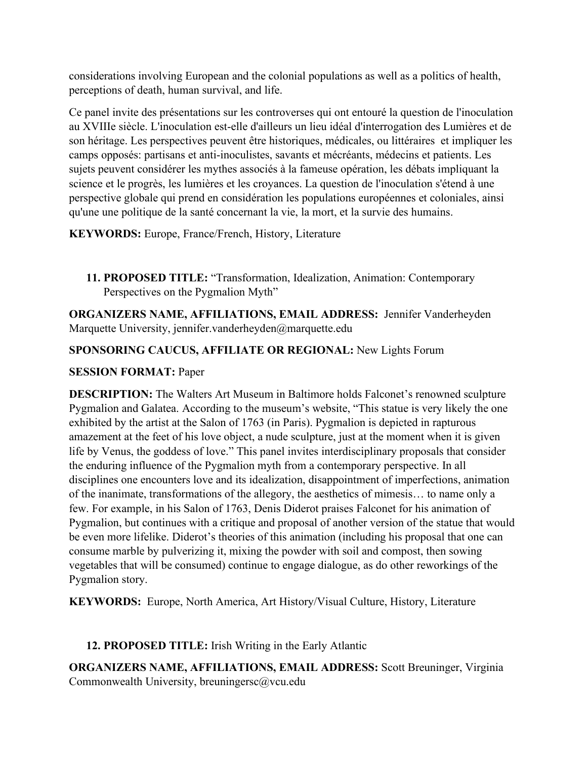considerations involving European and the colonial populations as well as a politics of health, perceptions of death, human survival, and life.

Ce panel invite des présentations sur les controverses qui ont entouré la question de l'inoculation au XVIIIe siècle. L'inoculation est-elle d'ailleurs un lieu idéal d'interrogation des Lumières et de son héritage. Les perspectives peuvent être historiques, médicales, ou littéraires  et impliquer les camps opposés: partisans et anti-inoculistes, savants et mécréants, médecins et patients. Les sujets peuvent considérer les mythes associés à la fameuse opération, les débats impliquant la science et le progrès, les lumières et les croyances. La question de l'inoculation s'étend à une perspective globale qui prend en considération les populations européennes et coloniales, ainsi qu'une une politique de la santé concernant la vie, la mort, et la survie des humains.

**KEYWORDS:** Europe, France/French, History, Literature

11. **PROPOSED TITLE:** "Transformation, Idealization, Animation: Contemporary Perspectives on the Pygmalion Myth"

**ORGANIZERS NAME, AFFILIATIONS, EMAIL ADDRESS:** Jennifer Vanderheyden Marquette University, jennifer.vanderheyden@marquette.edu

**SPONSORING CAUCUS, AFFILIATE OR REGIONAL:** New Lights Forum

**SESSION FORMAT:** Paper

**DESCRIPTION:** The Walters Art Museum in Baltimore holds Falconet's renowned sculpture Pygmalion and Galatea. According to the museum's website, "This statue is very likely the one exhibited by the artist at the Salon of 1763 (in Paris). Pygmalion is depicted in rapturous amazement at the feet of his love object, a nude sculpture, just at the moment when it is given life by Venus, the goddess of love." This panel invites interdisciplinary proposals that consider the enduring influence of the Pygmalion myth from a contemporary perspective. In all disciplines one encounters love and its idealization, disappointment of imperfections, animation of the inanimate, transformations of the allegory, the aesthetics of mimesis… to name only a few. For example, in his Salon of 1763, Denis Diderot praises Falconet for his animation of Pygmalion, but continues with a critique and proposal of another version of the statue that would be even more lifelike. Diderot's theories of this animation (including his proposal that one can consume marble by pulverizing it, mixing the powder with soil and compost, then sowing vegetables that will be consumed) continue to engage dialogue, as do other reworkings of the Pygmalion story.

**KEYWORDS:** Europe, North America, Art History/Visual Culture, History, Literature

12. **PROPOSED TITLE:** Irish Writing in the Early Atlantic

**ORGANIZERS NAME, AFFILIATIONS, EMAIL ADDRESS:** Scott Breuninger, Virginia Commonwealth University, breuningersc@vcu.edu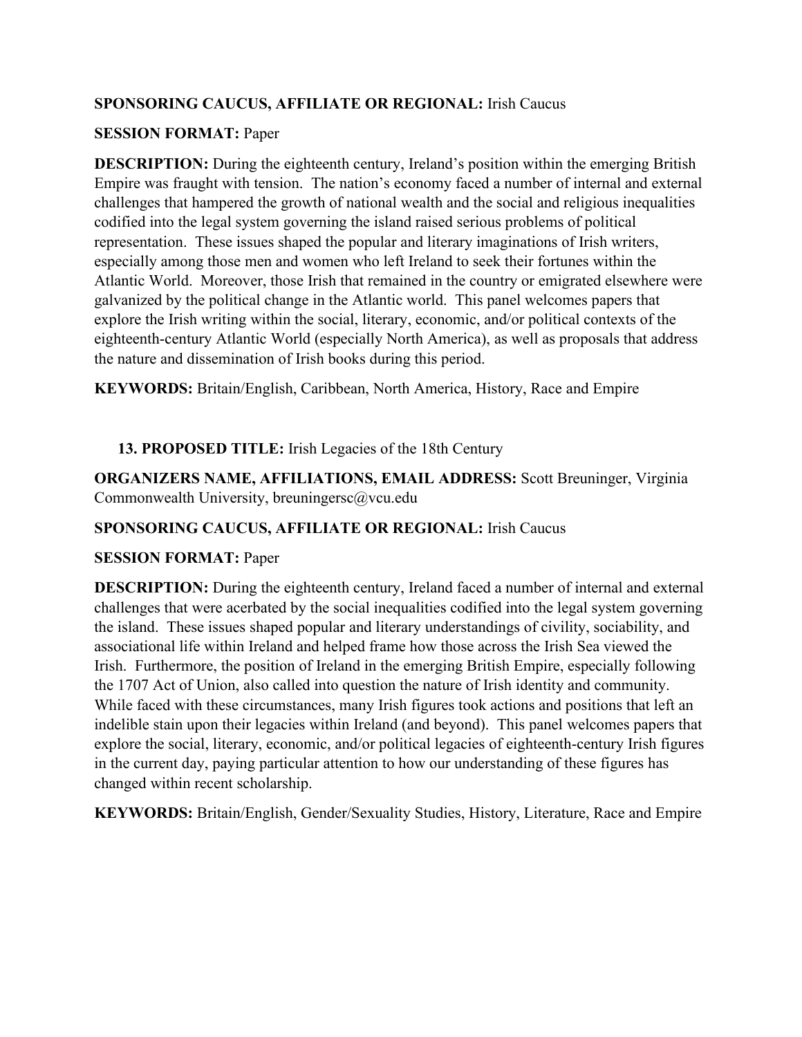**SPONSORING CAUCUS, AFFILIATE OR REGIONAL:** Irish Caucus

**SESSION FORMAT:** Paper

**DESCRIPTION:** During the eighteenth century, Ireland's position within the emerging British Empire was fraught with tension. The nation's economy faced a number of internal and external challenges that hampered the growth of national wealth and the social and religious inequalities codified into the legal system governing the island raised serious problems of political representation. These issues shaped the popular and literary imaginations of Irish writers, especially among those men and women who left Ireland to seek their fortunes within the Atlantic World. Moreover, those Irish that remained in the country or emigrated elsewhere were galvanized by the political change in the Atlantic world. This panel welcomes papers that explore the Irish writing within the social, literary, economic, and/or political contexts of the eighteenth-century Atlantic World (especially North America), as well as proposals that address the nature and dissemination of Irish books during this period.

**KEYWORDS:** Britain/English, Caribbean, North America, History, Race and Empire

13. **PROPOSED TITLE:** Irish Legacies of the 18th Century

**ORGANIZERS NAME, AFFILIATIONS, EMAIL ADDRESS:** Scott Breuninger, Virginia Commonwealth University, breuningersc@vcu.edu

**SPONSORING CAUCUS, AFFILIATE OR REGIONAL:** Irish Caucus

**SESSION FORMAT:** Paper

**DESCRIPTION:** During the eighteenth century, Ireland faced a number of internal and external challenges that were acerbated by the social inequalities codified into the legal system governing the island. These issues shaped popular and literary understandings of civility, sociability, and associational life within Ireland and helped frame how those across the Irish Sea viewed the Irish. Furthermore, the position of Ireland in the emerging British Empire, especially following the 1707 Act of Union, also called into question the nature of Irish identity and community. While faced with these circumstances, many Irish figures took actions and positions that left an indelible stain upon their legacies within Ireland (and beyond). This panel welcomes papers that explore the social, literary, economic, and/or political legacies of eighteenth-century Irish figures in the current day, paying particular attention to how our understanding of these figures has changed within recent scholarship.

**KEYWORDS:** Britain/English, Gender/Sexuality Studies, History, Literature, Race and Empire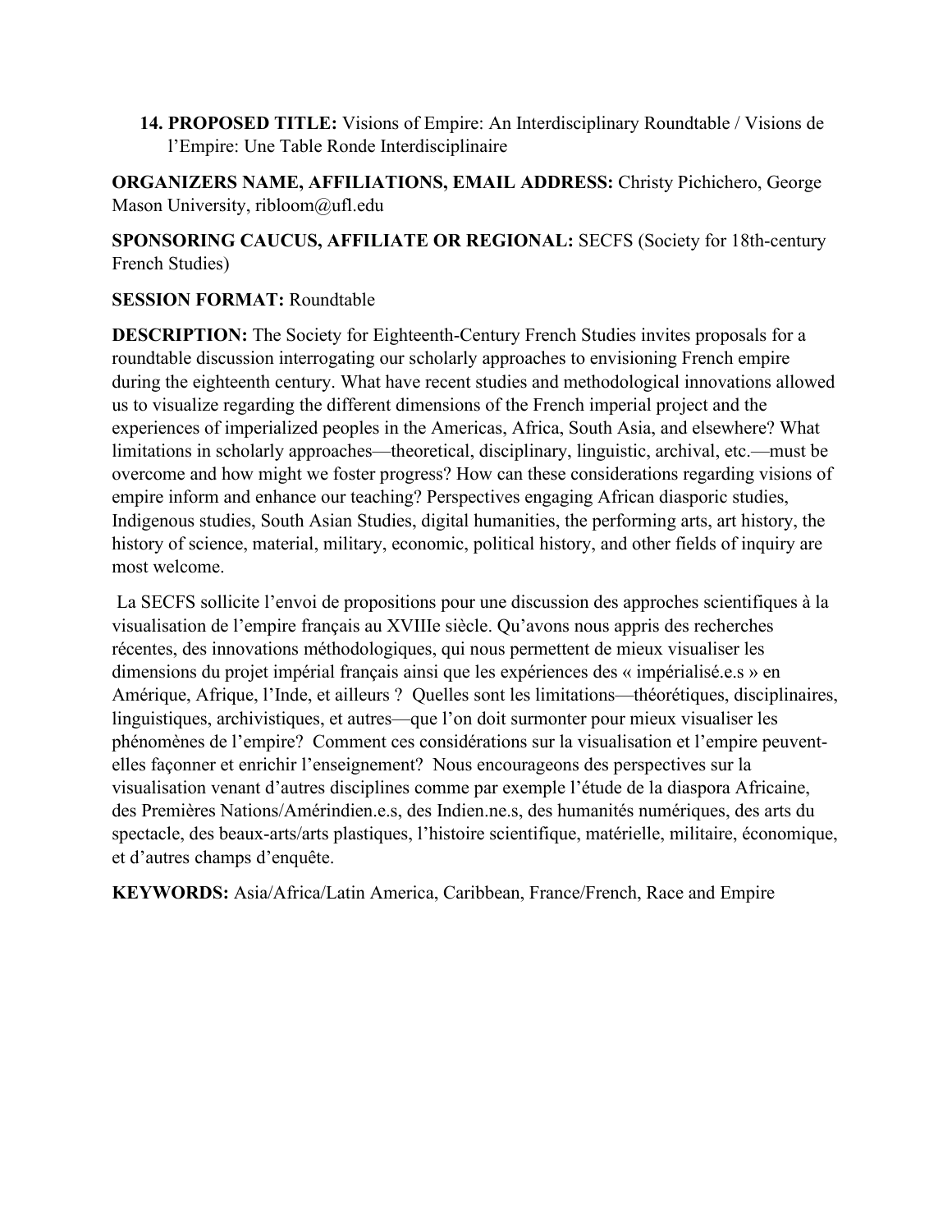14. **PROPOSED TITLE:** Visions of Empire: An Interdisciplinary Roundtable / Visions de l'Empire: Une Table Ronde Interdisciplinaire

**ORGANIZERS NAME, AFFILIATIONS, EMAIL ADDRESS:** Christy Pichichero, George Mason University, ribloom@ufl.edu

**SPONSORING CAUCUS, AFFILIATE OR REGIONAL:** SECFS (Society for 18th-century French Studies)

**SESSION FORMAT:** Roundtable

**DESCRIPTION:** The Society for Eighteenth-Century French Studies invites proposals for a roundtable discussion interrogating our scholarly approaches to envisioning French empire during the eighteenth century. What have recent studies and methodological innovations allowed us to visualize regarding the different dimensions of the French imperial project and the experiences of imperialized peoples in the Americas, Africa, South Asia, and elsewhere? What limitations in scholarly approaches—theoretical, disciplinary, linguistic, archival, etc.—must be overcome and how might we foster progress? How can these considerations regarding visions of empire inform and enhance our teaching? Perspectives engaging African diasporic studies, Indigenous studies, South Asian Studies, digital humanities, the performing arts, art history, the history of science, material, military, economic, political history, and other fields of inquiry are most welcome.

La SECFS sollicite l'envoi de propositions pour une discussion des approches scientifiques à la visualisation de l'empire français au XVIIIe siècle. Qu'avons nous appris des recherches récentes, des innovations méthodologiques, qui nous permettent de mieux visualiser les dimensions du projet impérial français ainsi que les expériences des « impérialisé.e.s » en Amérique, Afrique, l'Inde, et ailleurs ? Quelles sont les limitations—théorétiques, disciplinaires, linguistiques, archivistiques, et autres—que l'on doit surmonter pour mieux visualiser les phénomènes de l'empire? Comment ces considérations sur la visualisation et l'empire peuvent-elles façonner et enrichir l'enseignement? Nous encourageons des perspectives sur la visualisation venant d'autres disciplines comme par exemple l'étude de la diaspora Africaine, des Premières Nations/Amérindien.e.s, des Indien.ne.s, des humanités numériques, des arts du spectacle, des beaux-arts/arts plastiques, l'histoire scientifique, matérielle, militaire, économique, et d'autres champs d'enquête.

**KEYWORDS:** Asia/Africa/Latin America, Caribbean, France/French, Race and Empire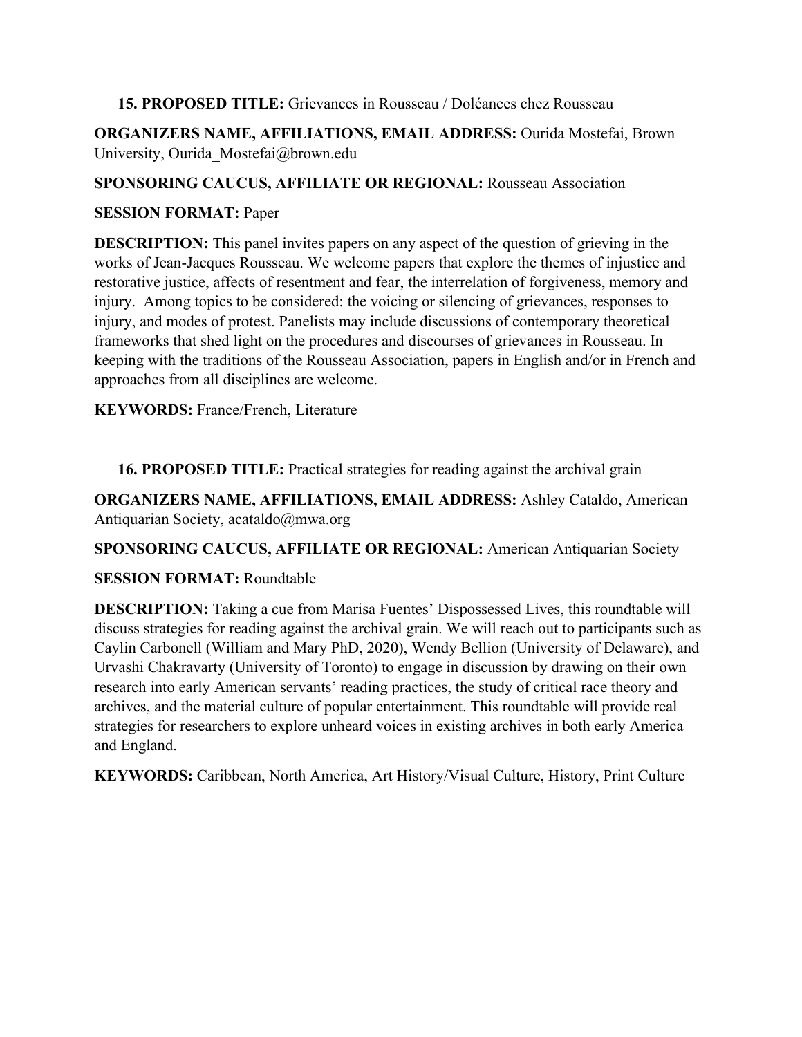15. **PROPOSED TITLE:** Grievances in Rousseau / Doléances chez Rousseau

**ORGANIZERS NAME, AFFILIATIONS, EMAIL ADDRESS:** Ourida Mostefai, Brown University, Ourida_Mostefai@brown.edu

**SPONSORING CAUCUS, AFFILIATE OR REGIONAL:** Rousseau Association

**SESSION FORMAT:** Paper

**DESCRIPTION:** This panel invites papers on any aspect of the question of grieving in the works of Jean-Jacques Rousseau. We welcome papers that explore the themes of injustice and restorative justice, affects of resentment and fear, the interrelation of forgiveness, memory and injury. Among topics to be considered: the voicing or silencing of grievances, responses to injury, and modes of protest. Panelists may include discussions of contemporary theoretical frameworks that shed light on the procedures and discourses of grievances in Rousseau. In keeping with the traditions of the Rousseau Association, papers in English and/or in French and approaches from all disciplines are welcome.

**KEYWORDS:** France/French, Literature

16. **PROPOSED TITLE:** Practical strategies for reading against the archival grain

**ORGANIZERS NAME, AFFILIATIONS, EMAIL ADDRESS:** Ashley Cataldo, American Antiquarian Society, acataldo@mwa.org

**SPONSORING CAUCUS, AFFILIATE OR REGIONAL:** American Antiquarian Society

**SESSION FORMAT:** Roundtable

**DESCRIPTION:** Taking a cue from Marisa Fuentes' Dispossessed Lives, this roundtable will discuss strategies for reading against the archival grain. We will reach out to participants such as Caylin Carbonell (William and Mary PhD, 2020), Wendy Bellion (University of Delaware), and Urvashi Chakravarty (University of Toronto) to engage in discussion by drawing on their own research into early American servants' reading practices, the study of critical race theory and archives, and the material culture of popular entertainment. This roundtable will provide real strategies for researchers to explore unheard voices in existing archives in both early America and England.

**KEYWORDS:** Caribbean, North America, Art History/Visual Culture, History, Print Culture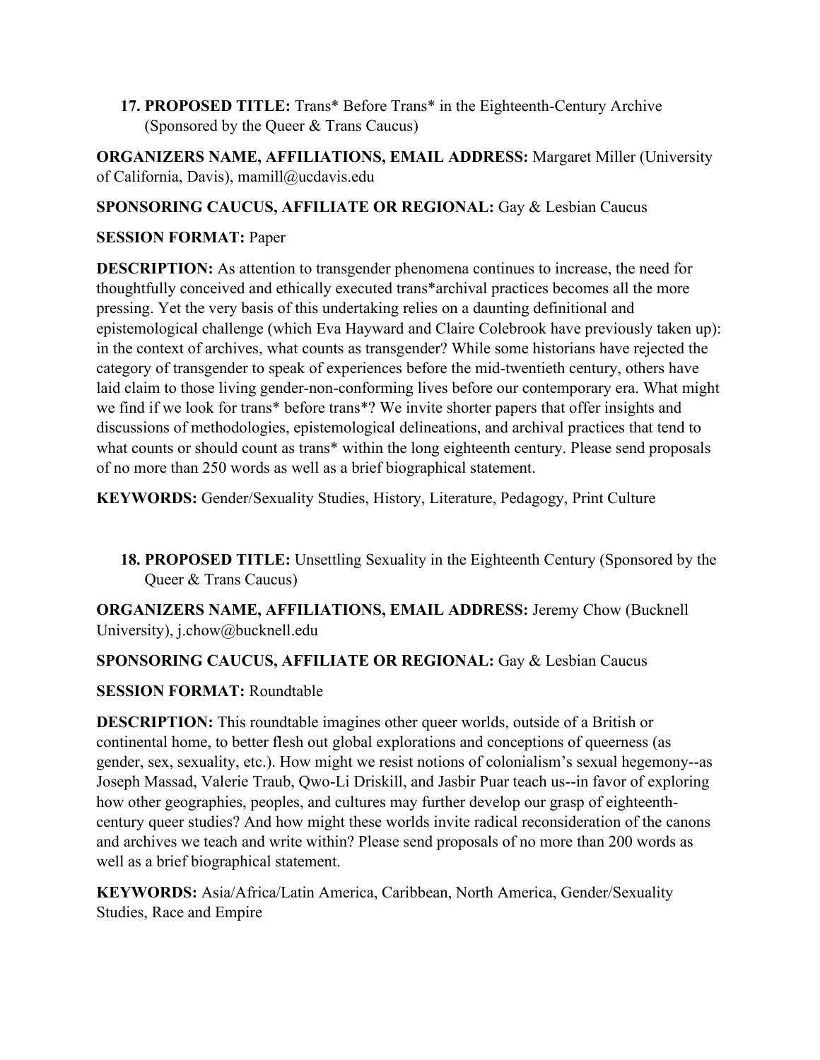**17. PROPOSED TITLE:** Trans* Before Trans* in the Eighteenth-Century Archive (Sponsored by the Queer & Trans Caucus)

**ORGANIZERS NAME, AFFILIATIONS, EMAIL ADDRESS:** Margaret Miller (University of California, Davis), mamill@ucdavis.edu

**SPONSORING CAUCUS, AFFILIATE OR REGIONAL:** Gay & Lesbian Caucus

**SESSION FORMAT:** Paper

**DESCRIPTION:** As attention to transgender phenomena continues to increase, the need for thoughtfully conceived and ethically executed trans*archival practices becomes all the more pressing. Yet the very basis of this undertaking relies on a daunting definitional and epistemological challenge (which Eva Hayward and Claire Colebrook have previously taken up): in the context of archives, what counts as transgender? While some historians have rejected the category of transgender to speak of experiences before the mid-twentieth century, others have laid claim to those living gender-non-conforming lives before our contemporary era. What might we find if we look for trans* before trans*? We invite shorter papers that offer insights and discussions of methodologies, epistemological delineations, and archival practices that tend to what counts or should count as trans* within the long eighteenth century. Please send proposals of no more than 250 words as well as a brief biographical statement.

**KEYWORDS:** Gender/Sexuality Studies, History, Literature, Pedagogy, Print Culture

**18. PROPOSED TITLE:** Unsettling Sexuality in the Eighteenth Century (Sponsored by the Queer & Trans Caucus)

**ORGANIZERS NAME, AFFILIATIONS, EMAIL ADDRESS:** Jeremy Chow (Bucknell University), j.chow@bucknell.edu

**SPONSORING CAUCUS, AFFILIATE OR REGIONAL:** Gay & Lesbian Caucus

**SESSION FORMAT:** Roundtable

**DESCRIPTION:** This roundtable imagines other queer worlds, outside of a British or continental home, to better flesh out global explorations and conceptions of queerness (as gender, sex, sexuality, etc.). How might we resist notions of colonialism's sexual hegemony--as Joseph Massad, Valerie Traub, Qwo-Li Driskill, and Jasbir Puar teach us--in favor of exploring how other geographies, peoples, and cultures may further develop our grasp of eighteenth-century queer studies? And how might these worlds invite radical reconsideration of the canons and archives we teach and write within? Please send proposals of no more than 200 words as well as a brief biographical statement.

**KEYWORDS:** Asia/Africa/Latin America, Caribbean, North America, Gender/Sexuality Studies, Race and Empire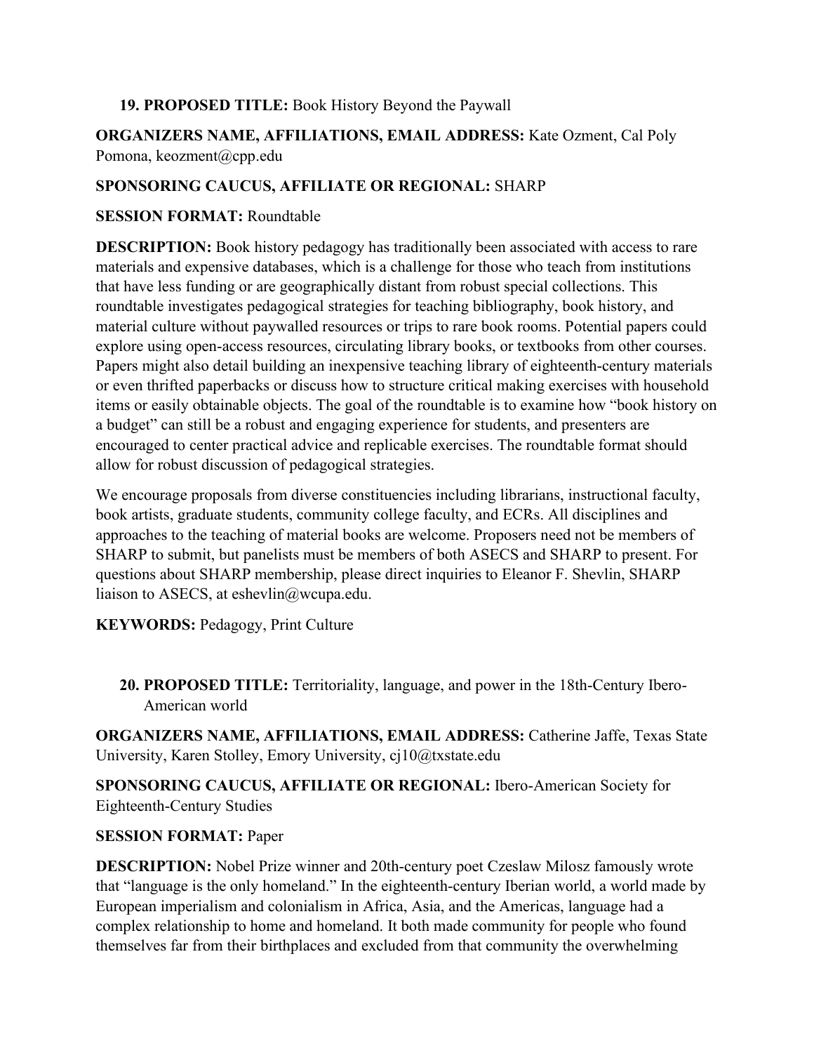19. **PROPOSED TITLE:** Book History Beyond the Paywall

**ORGANIZERS NAME, AFFILIATIONS, EMAIL ADDRESS:** Kate Ozment, Cal Poly Pomona, keozment@cpp.edu

**SPONSORING CAUCUS, AFFILIATE OR REGIONAL:** SHARP

**SESSION FORMAT:** Roundtable

**DESCRIPTION:** Book history pedagogy has traditionally been associated with access to rare materials and expensive databases, which is a challenge for those who teach from institutions that have less funding or are geographically distant from robust special collections. This roundtable investigates pedagogical strategies for teaching bibliography, book history, and material culture without paywalled resources or trips to rare book rooms. Potential papers could explore using open-access resources, circulating library books, or textbooks from other courses. Papers might also detail building an inexpensive teaching library of eighteenth-century materials or even thrifted paperbacks or discuss how to structure critical making exercises with household items or easily obtainable objects. The goal of the roundtable is to examine how "book history on a budget" can still be a robust and engaging experience for students, and presenters are encouraged to center practical advice and replicable exercises. The roundtable format should allow for robust discussion of pedagogical strategies.

We encourage proposals from diverse constituencies including librarians, instructional faculty, book artists, graduate students, community college faculty, and ECRs. All disciplines and approaches to the teaching of material books are welcome. Proposers need not be members of SHARP to submit, but panelists must be members of both ASECS and SHARP to present. For questions about SHARP membership, please direct inquiries to Eleanor F. Shevlin, SHARP liaison to ASECS, at eshevlin@wcupa.edu.

**KEYWORDS:** Pedagogy, Print Culture

20. **PROPOSED TITLE:** Territoriality, language, and power in the 18th-Century Ibero-American world

**ORGANIZERS NAME, AFFILIATIONS, EMAIL ADDRESS:** Catherine Jaffe, Texas State University, Karen Stolley, Emory University, cj10@txstate.edu

**SPONSORING CAUCUS, AFFILIATE OR REGIONAL:** Ibero-American Society for Eighteenth-Century Studies

**SESSION FORMAT:** Paper

**DESCRIPTION:** Nobel Prize winner and 20th-century poet Czeslaw Milosz famously wrote that "language is the only homeland." In the eighteenth-century Iberian world, a world made by European imperialism and colonialism in Africa, Asia, and the Americas, language had a complex relationship to home and homeland. It both made community for people who found themselves far from their birthplaces and excluded from that community the overwhelming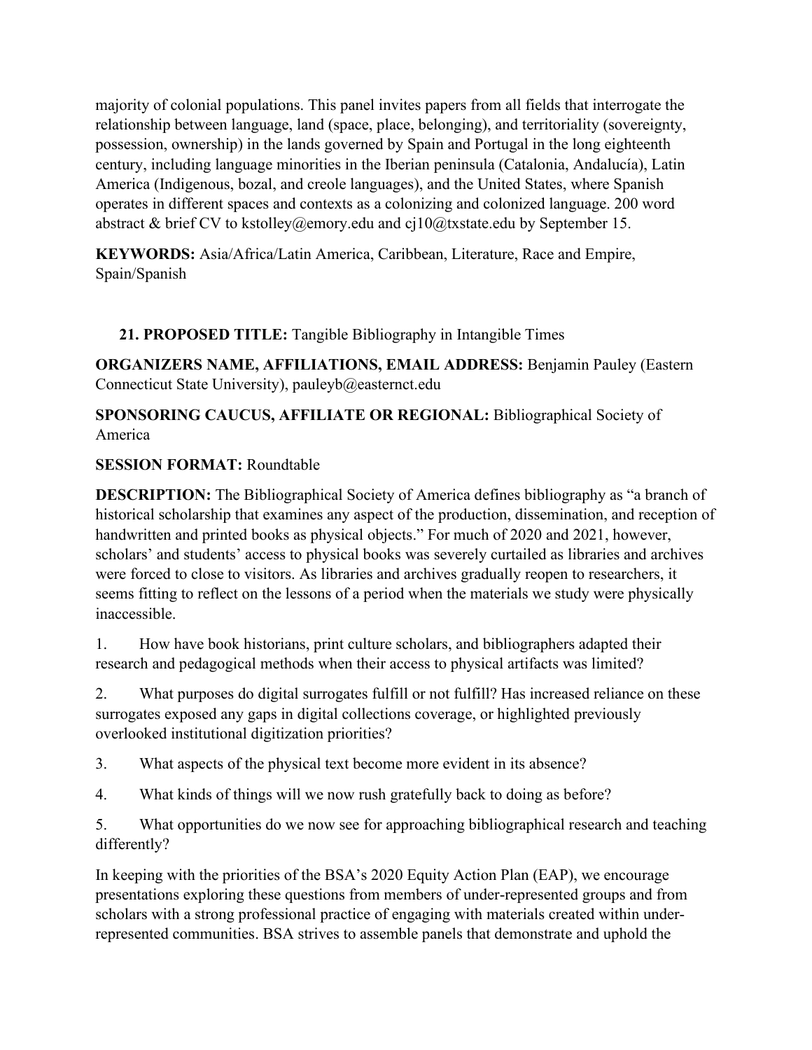majority of colonial populations. This panel invites papers from all fields that interrogate the relationship between language, land (space, place, belonging), and territoriality (sovereignty, possession, ownership) in the lands governed by Spain and Portugal in the long eighteenth century, including language minorities in the Iberian peninsula (Catalonia, Andalucía), Latin America (Indigenous, bozal, and creole languages), and the United States, where Spanish operates in different spaces and contexts as a colonizing and colonized language. 200 word abstract & brief CV to kstolley@emory.edu and cj10@txstate.edu by September 15.

**KEYWORDS:** Asia/Africa/Latin America, Caribbean, Literature, Race and Empire, Spain/Spanish

**21. PROPOSED TITLE:** Tangible Bibliography in Intangible Times

**ORGANIZERS NAME, AFFILIATIONS, EMAIL ADDRESS:** Benjamin Pauley (Eastern Connecticut State University), pauleyb@easternct.edu

**SPONSORING CAUCUS, AFFILIATE OR REGIONAL:** Bibliographical Society of America

**SESSION FORMAT:** Roundtable

**DESCRIPTION:** The Bibliographical Society of America defines bibliography as "a branch of historical scholarship that examines any aspect of the production, dissemination, and reception of handwritten and printed books as physical objects." For much of 2020 and 2021, however, scholars' and students' access to physical books was severely curtailed as libraries and archives were forced to close to visitors. As libraries and archives gradually reopen to researchers, it seems fitting to reflect on the lessons of a period when the materials we study were physically inaccessible.

1. How have book historians, print culture scholars, and bibliographers adapted their research and pedagogical methods when their access to physical artifacts was limited?

2. What purposes do digital surrogates fulfill or not fulfill? Has increased reliance on these surrogates exposed any gaps in digital collections coverage, or highlighted previously overlooked institutional digitization priorities?

3. What aspects of the physical text become more evident in its absence?

4. What kinds of things will we now rush gratefully back to doing as before?

5. What opportunities do we now see for approaching bibliographical research and teaching differently?

In keeping with the priorities of the BSA's 2020 Equity Action Plan (EAP), we encourage presentations exploring these questions from members of under-represented groups and from scholars with a strong professional practice of engaging with materials created within under-represented communities. BSA strives to assemble panels that demonstrate and uphold the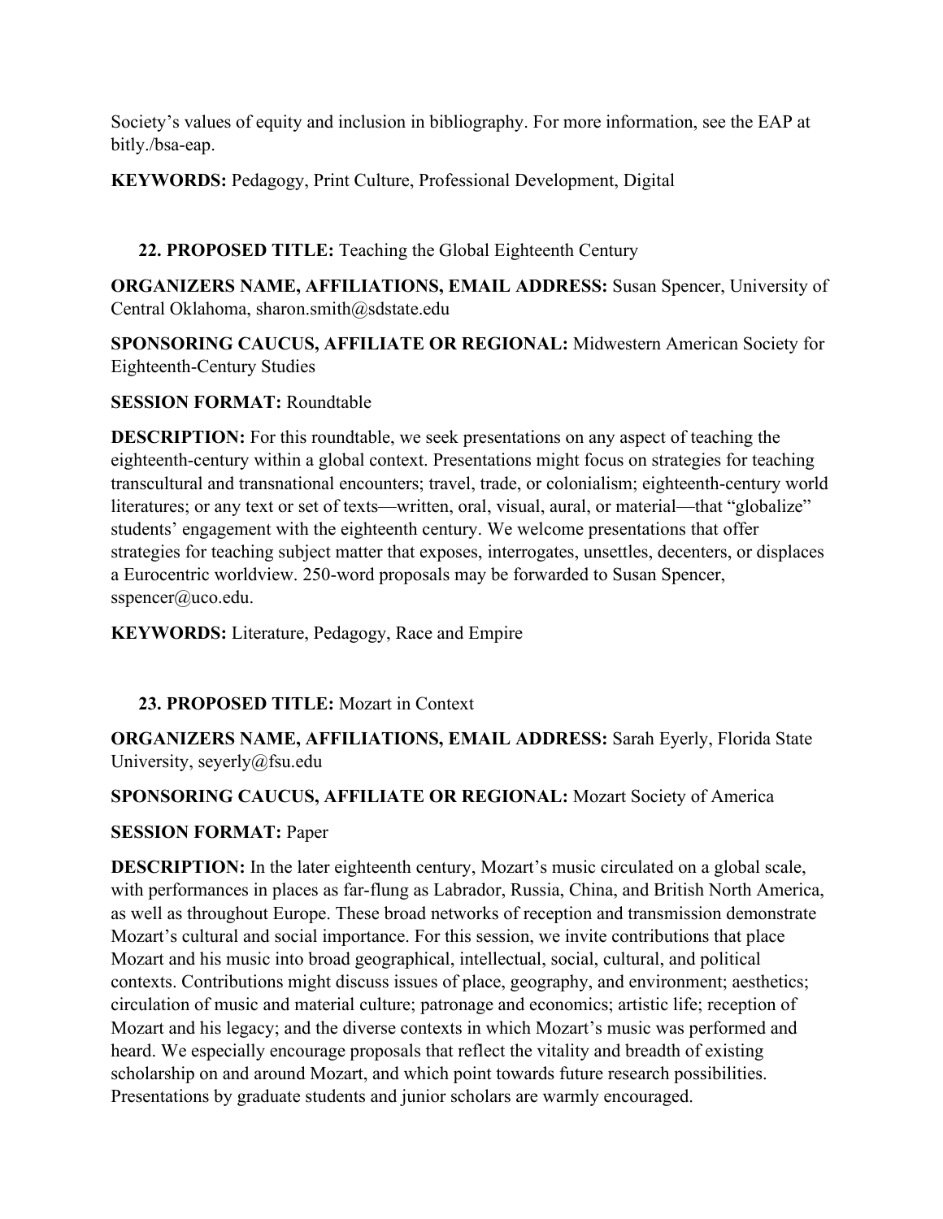Society's values of equity and inclusion in bibliography. For more information, see the EAP at bitly./bsa-eap.

**KEYWORDS:** Pedagogy, Print Culture, Professional Development, Digital

22. **PROPOSED TITLE:** Teaching the Global Eighteenth Century

**ORGANIZERS NAME, AFFILIATIONS, EMAIL ADDRESS:** Susan Spencer, University of Central Oklahoma, sharon.smith@sdstate.edu

**SPONSORING CAUCUS, AFFILIATE OR REGIONAL:** Midwestern American Society for Eighteenth-Century Studies

**SESSION FORMAT:** Roundtable

**DESCRIPTION:** For this roundtable, we seek presentations on any aspect of teaching the eighteenth-century within a global context. Presentations might focus on strategies for teaching transcultural and transnational encounters; travel, trade, or colonialism; eighteenth-century world literatures; or any text or set of texts—written, oral, visual, aural, or material—that "globalize" students' engagement with the eighteenth century. We welcome presentations that offer strategies for teaching subject matter that exposes, interrogates, unsettles, decenters, or displaces a Eurocentric worldview. 250-word proposals may be forwarded to Susan Spencer, sspencer@uco.edu.

**KEYWORDS:** Literature, Pedagogy, Race and Empire

23. **PROPOSED TITLE:** Mozart in Context

**ORGANIZERS NAME, AFFILIATIONS, EMAIL ADDRESS:** Sarah Eyerly, Florida State University, seyerly@fsu.edu

**SPONSORING CAUCUS, AFFILIATE OR REGIONAL:** Mozart Society of America

**SESSION FORMAT:** Paper

**DESCRIPTION:** In the later eighteenth century, Mozart's music circulated on a global scale, with performances in places as far-flung as Labrador, Russia, China, and British North America, as well as throughout Europe. These broad networks of reception and transmission demonstrate Mozart's cultural and social importance. For this session, we invite contributions that place Mozart and his music into broad geographical, intellectual, social, cultural, and political contexts. Contributions might discuss issues of place, geography, and environment; aesthetics; circulation of music and material culture; patronage and economics; artistic life; reception of Mozart and his legacy; and the diverse contexts in which Mozart's music was performed and heard. We especially encourage proposals that reflect the vitality and breadth of existing scholarship on and around Mozart, and which point towards future research possibilities. Presentations by graduate students and junior scholars are warmly encouraged.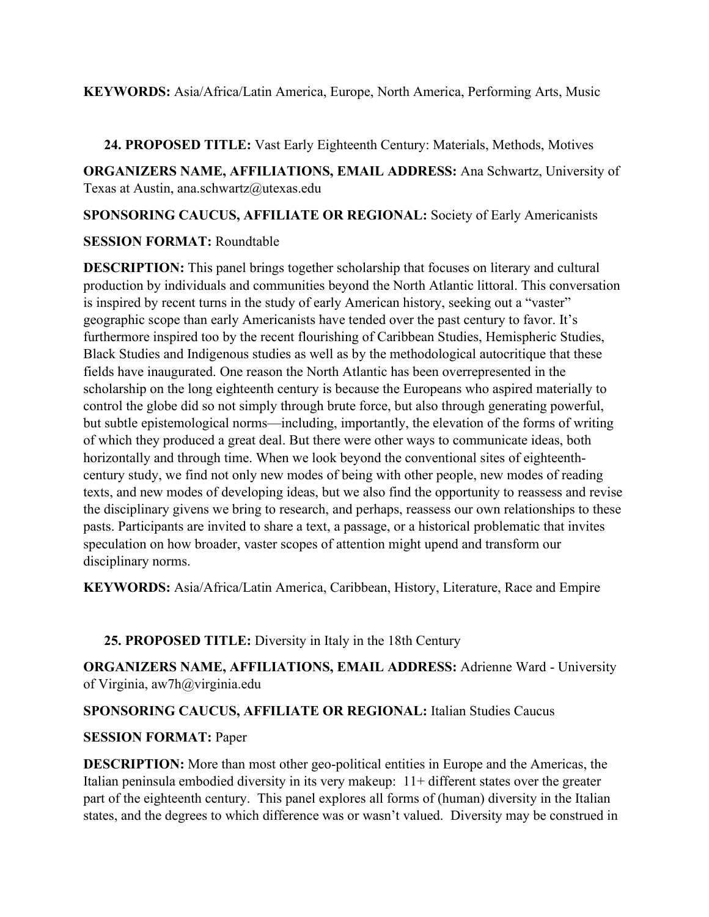**KEYWORDS:** Asia/Africa/Latin America, Europe, North America, Performing Arts, Music

**24. PROPOSED TITLE:** Vast Early Eighteenth Century: Materials, Methods, Motives

**ORGANIZERS NAME, AFFILIATIONS, EMAIL ADDRESS:** Ana Schwartz, University of Texas at Austin, ana.schwartz@utexas.edu

**SPONSORING CAUCUS, AFFILIATE OR REGIONAL:** Society of Early Americanists

**SESSION FORMAT:** Roundtable

**DESCRIPTION:** This panel brings together scholarship that focuses on literary and cultural production by individuals and communities beyond the North Atlantic littoral. This conversation is inspired by recent turns in the study of early American history, seeking out a "vaster" geographic scope than early Americanists have tended over the past century to favor. It's furthermore inspired too by the recent flourishing of Caribbean Studies, Hemispheric Studies, Black Studies and Indigenous studies as well as by the methodological autocritique that these fields have inaugurated. One reason the North Atlantic has been overrepresented in the scholarship on the long eighteenth century is because the Europeans who aspired materially to control the globe did so not simply through brute force, but also through generating powerful, but subtle epistemological norms—including, importantly, the elevation of the forms of writing of which they produced a great deal. But there were other ways to communicate ideas, both horizontally and through time. When we look beyond the conventional sites of eighteenth-century study, we find not only new modes of being with other people, new modes of reading texts, and new modes of developing ideas, but we also find the opportunity to reassess and revise the disciplinary givens we bring to research, and perhaps, reassess our own relationships to these pasts. Participants are invited to share a text, a passage, or a historical problematic that invites speculation on how broader, vaster scopes of attention might upend and transform our disciplinary norms.

**KEYWORDS:** Asia/Africa/Latin America, Caribbean, History, Literature, Race and Empire

**25. PROPOSED TITLE:** Diversity in Italy in the 18th Century

**ORGANIZERS NAME, AFFILIATIONS, EMAIL ADDRESS:** Adrienne Ward - University of Virginia, aw7h@virginia.edu

**SPONSORING CAUCUS, AFFILIATE OR REGIONAL:** Italian Studies Caucus

**SESSION FORMAT:** Paper

**DESCRIPTION:** More than most other geo-political entities in Europe and the Americas, the Italian peninsula embodied diversity in its very makeup: 11+ different states over the greater part of the eighteenth century. This panel explores all forms of (human) diversity in the Italian states, and the degrees to which difference was or wasn't valued. Diversity may be construed in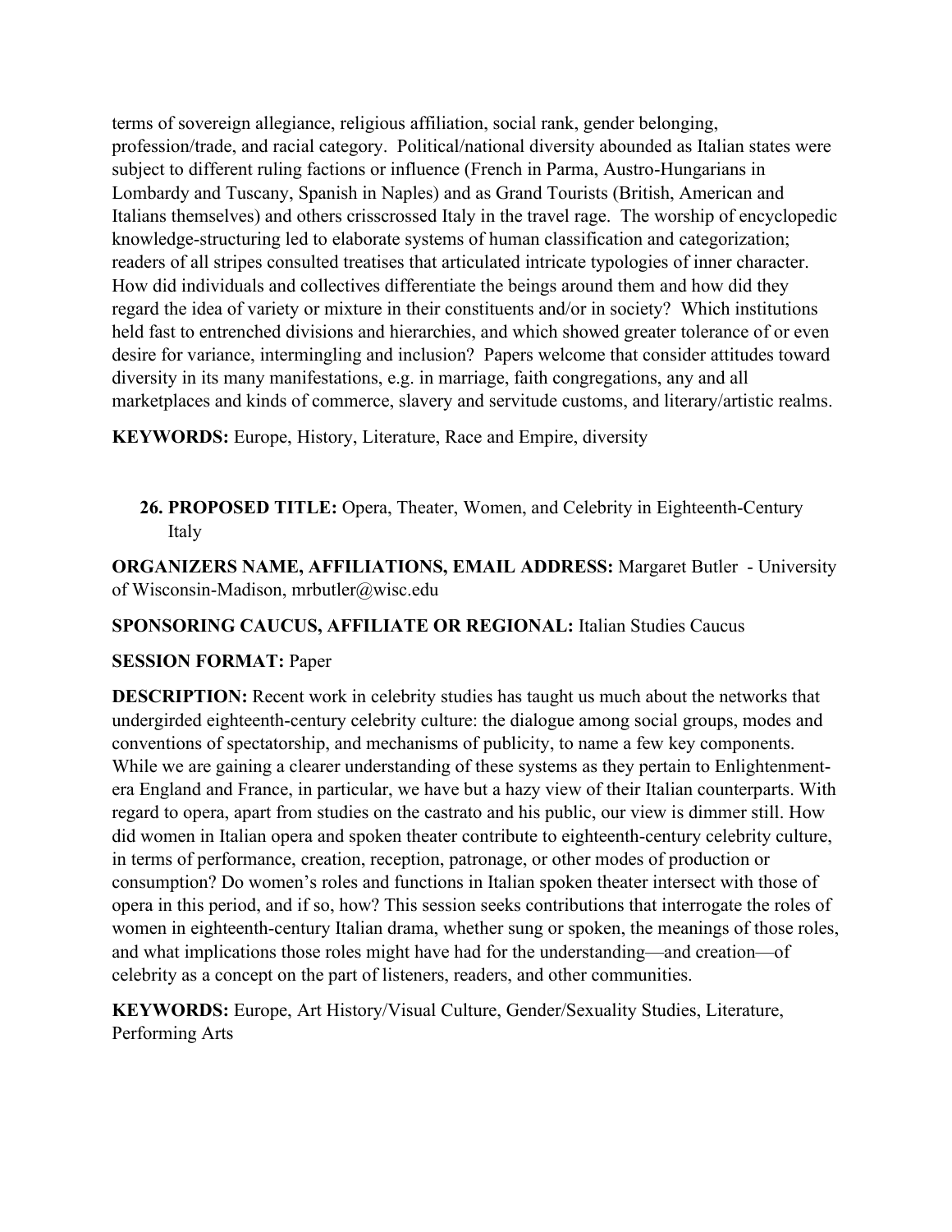terms of sovereign allegiance, religious affiliation, social rank, gender belonging, profession/trade, and racial category. Political/national diversity abounded as Italian states were subject to different ruling factions or influence (French in Parma, Austro-Hungarians in Lombardy and Tuscany, Spanish in Naples) and as Grand Tourists (British, American and Italians themselves) and others crisscrossed Italy in the travel rage. The worship of encyclopedic knowledge-structuring led to elaborate systems of human classification and categorization; readers of all stripes consulted treatises that articulated intricate typologies of inner character. How did individuals and collectives differentiate the beings around them and how did they regard the idea of variety or mixture in their constituents and/or in society? Which institutions held fast to entrenched divisions and hierarchies, and which showed greater tolerance of or even desire for variance, intermingling and inclusion? Papers welcome that consider attitudes toward diversity in its many manifestations, e.g. in marriage, faith congregations, any and all marketplaces and kinds of commerce, slavery and servitude customs, and literary/artistic realms.

**KEYWORDS:** Europe, History, Literature, Race and Empire, diversity

26. **PROPOSED TITLE:** Opera, Theater, Women, and Celebrity in Eighteenth-Century Italy

**ORGANIZERS NAME, AFFILIATIONS, EMAIL ADDRESS:** Margaret Butler - University of Wisconsin-Madison, mrbutler@wisc.edu

**SPONSORING CAUCUS, AFFILIATE OR REGIONAL:** Italian Studies Caucus

**SESSION FORMAT:** Paper

**DESCRIPTION:** Recent work in celebrity studies has taught us much about the networks that undergirded eighteenth-century celebrity culture: the dialogue among social groups, modes and conventions of spectatorship, and mechanisms of publicity, to name a few key components. While we are gaining a clearer understanding of these systems as they pertain to Enlightenment-era England and France, in particular, we have but a hazy view of their Italian counterparts. With regard to opera, apart from studies on the castrato and his public, our view is dimmer still. How did women in Italian opera and spoken theater contribute to eighteenth-century celebrity culture, in terms of performance, creation, reception, patronage, or other modes of production or consumption? Do women's roles and functions in Italian spoken theater intersect with those of opera in this period, and if so, how? This session seeks contributions that interrogate the roles of women in eighteenth-century Italian drama, whether sung or spoken, the meanings of those roles, and what implications those roles might have had for the understanding—and creation—of celebrity as a concept on the part of listeners, readers, and other communities.

**KEYWORDS:** Europe, Art History/Visual Culture, Gender/Sexuality Studies, Literature, Performing Arts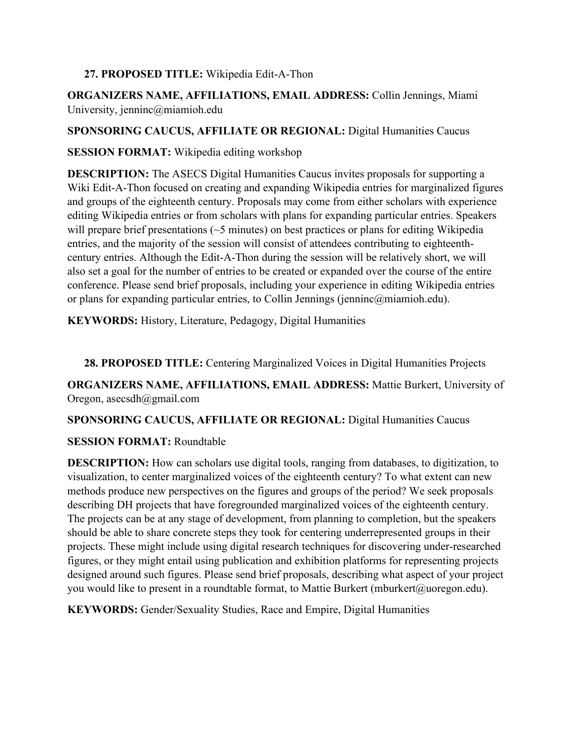**27. PROPOSED TITLE:** Wikipedia Edit-A-Thon

**ORGANIZERS NAME, AFFILIATIONS, EMAIL ADDRESS:** Collin Jennings, Miami University, jenninc@miamioh.edu

**SPONSORING CAUCUS, AFFILIATE OR REGIONAL:** Digital Humanities Caucus

**SESSION FORMAT:** Wikipedia editing workshop

**DESCRIPTION:** The ASECS Digital Humanities Caucus invites proposals for supporting a Wiki Edit-A-Thon focused on creating and expanding Wikipedia entries for marginalized figures and groups of the eighteenth century. Proposals may come from either scholars with experience editing Wikipedia entries or from scholars with plans for expanding particular entries. Speakers will prepare brief presentations (~5 minutes) on best practices or plans for editing Wikipedia entries, and the majority of the session will consist of attendees contributing to eighteenth-century entries. Although the Edit-A-Thon during the session will be relatively short, we will also set a goal for the number of entries to be created or expanded over the course of the entire conference. Please send brief proposals, including your experience in editing Wikipedia entries or plans for expanding particular entries, to Collin Jennings (jenninc@miamioh.edu).

**KEYWORDS:** History, Literature, Pedagogy, Digital Humanities

**28. PROPOSED TITLE:** Centering Marginalized Voices in Digital Humanities Projects

**ORGANIZERS NAME, AFFILIATIONS, EMAIL ADDRESS:** Mattie Burkert, University of Oregon, asecsdh@gmail.com

**SPONSORING CAUCUS, AFFILIATE OR REGIONAL:** Digital Humanities Caucus

**SESSION FORMAT:** Roundtable

**DESCRIPTION:** How can scholars use digital tools, ranging from databases, to digitization, to visualization, to center marginalized voices of the eighteenth century? To what extent can new methods produce new perspectives on the figures and groups of the period? We seek proposals describing DH projects that have foregrounded marginalized voices of the eighteenth century. The projects can be at any stage of development, from planning to completion, but the speakers should be able to share concrete steps they took for centering underrepresented groups in their projects. These might include using digital research techniques for discovering under-researched figures, or they might entail using publication and exhibition platforms for representing projects designed around such figures. Please send brief proposals, describing what aspect of your project you would like to present in a roundtable format, to Mattie Burkert (mburkert@uoregon.edu).

**KEYWORDS:** Gender/Sexuality Studies, Race and Empire, Digital Humanities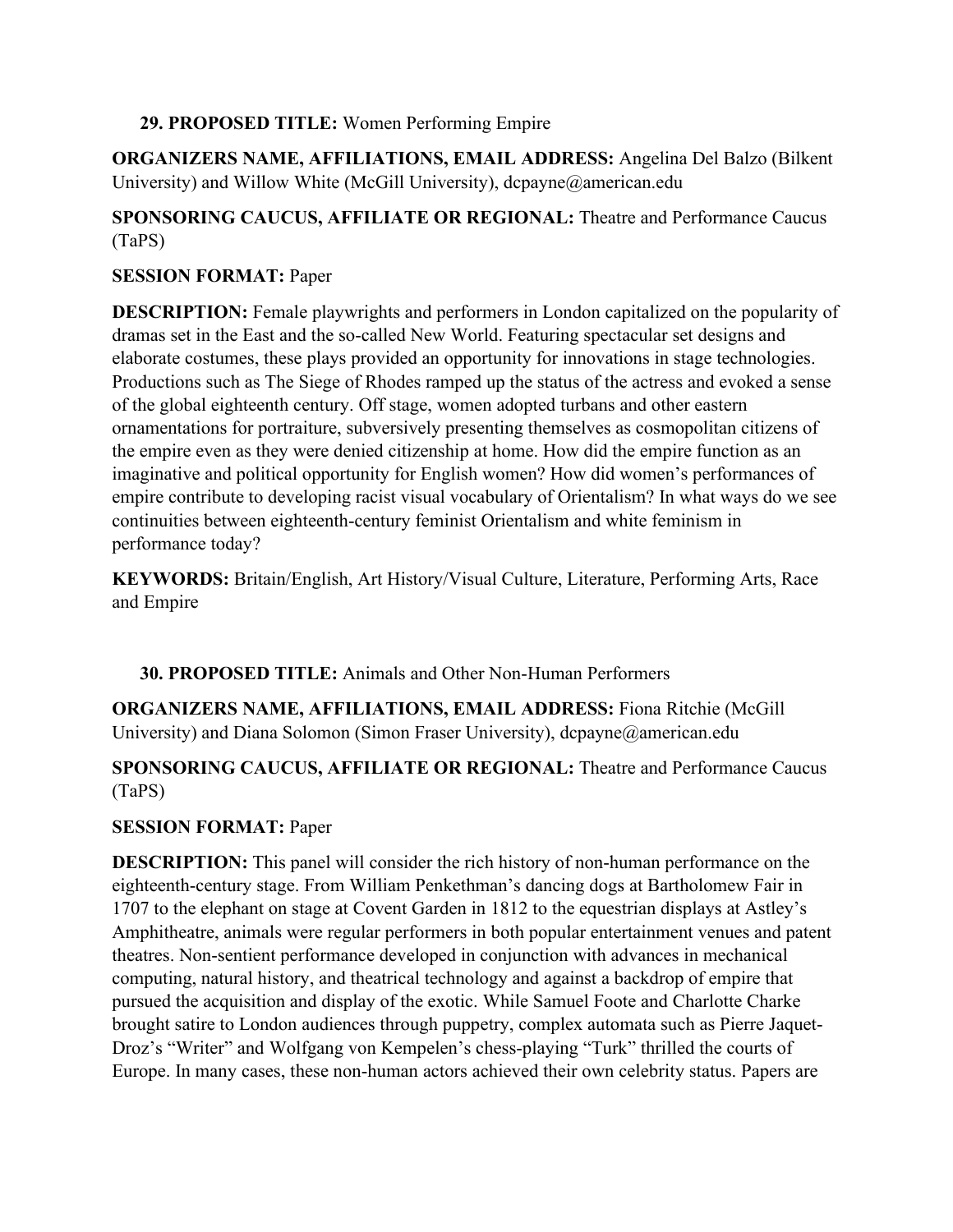**29. PROPOSED TITLE:** Women Performing Empire

**ORGANIZERS NAME, AFFILIATIONS, EMAIL ADDRESS:** Angelina Del Balzo (Bilkent University) and Willow White (McGill University), dcpayne@american.edu

**SPONSORING CAUCUS, AFFILIATE OR REGIONAL:** Theatre and Performance Caucus (TaPS)

**SESSION FORMAT:** Paper

**DESCRIPTION:** Female playwrights and performers in London capitalized on the popularity of dramas set in the East and the so-called New World. Featuring spectacular set designs and elaborate costumes, these plays provided an opportunity for innovations in stage technologies. Productions such as The Siege of Rhodes ramped up the status of the actress and evoked a sense of the global eighteenth century. Off stage, women adopted turbans and other eastern ornamentations for portraiture, subversively presenting themselves as cosmopolitan citizens of the empire even as they were denied citizenship at home. How did the empire function as an imaginative and political opportunity for English women? How did women's performances of empire contribute to developing racist visual vocabulary of Orientalism? In what ways do we see continuities between eighteenth-century feminist Orientalism and white feminism in performance today?

**KEYWORDS:** Britain/English, Art History/Visual Culture, Literature, Performing Arts, Race and Empire

**30. PROPOSED TITLE:** Animals and Other Non-Human Performers

**ORGANIZERS NAME, AFFILIATIONS, EMAIL ADDRESS:** Fiona Ritchie (McGill University) and Diana Solomon (Simon Fraser University), dcpayne@american.edu

**SPONSORING CAUCUS, AFFILIATE OR REGIONAL:** Theatre and Performance Caucus (TaPS)

**SESSION FORMAT:** Paper

**DESCRIPTION:** This panel will consider the rich history of non-human performance on the eighteenth-century stage. From William Penkethman's dancing dogs at Bartholomew Fair in 1707 to the elephant on stage at Covent Garden in 1812 to the equestrian displays at Astley's Amphitheatre, animals were regular performers in both popular entertainment venues and patent theatres. Non-sentient performance developed in conjunction with advances in mechanical computing, natural history, and theatrical technology and against a backdrop of empire that pursued the acquisition and display of the exotic. While Samuel Foote and Charlotte Charke brought satire to London audiences through puppetry, complex automata such as Pierre Jaquet-Droz's "Writer" and Wolfgang von Kempelen's chess-playing "Turk" thrilled the courts of Europe. In many cases, these non-human actors achieved their own celebrity status. Papers are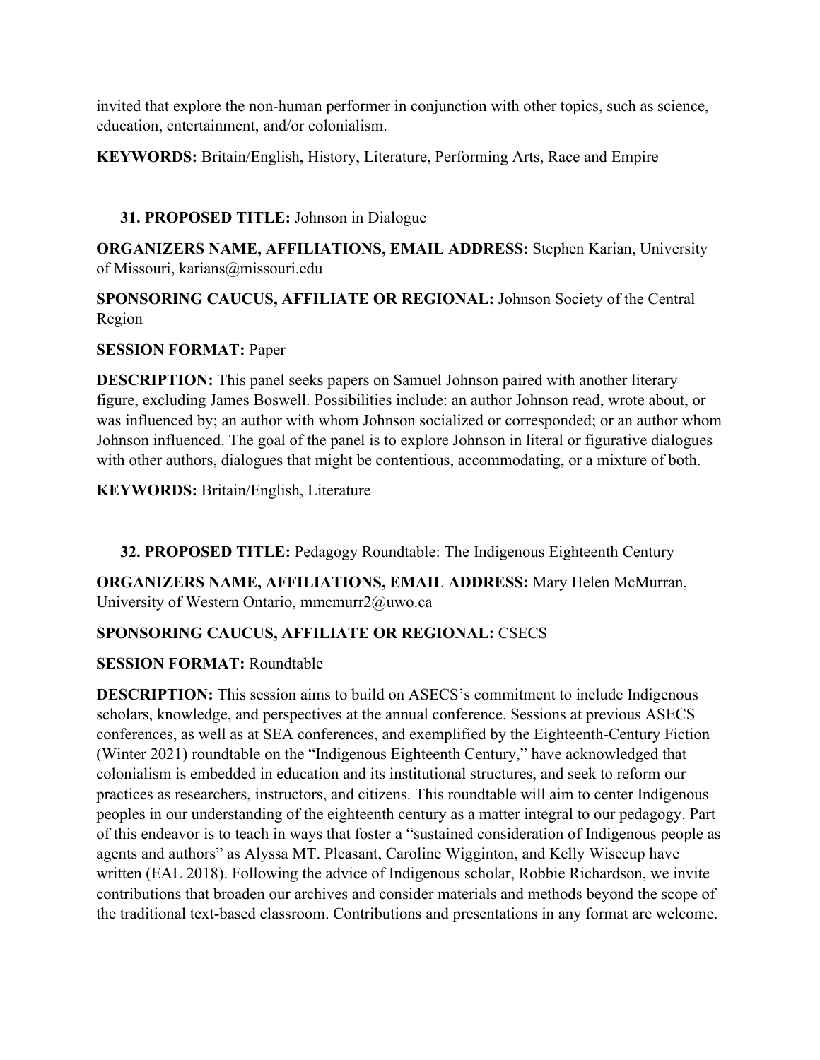invited that explore the non-human performer in conjunction with other topics, such as science, education, entertainment, and/or colonialism.

**KEYWORDS:** Britain/English, History, Literature, Performing Arts, Race and Empire

31. **PROPOSED TITLE:** Johnson in Dialogue

**ORGANIZERS NAME, AFFILIATIONS, EMAIL ADDRESS:** Stephen Karian, University of Missouri, karians@missouri.edu

**SPONSORING CAUCUS, AFFILIATE OR REGIONAL:** Johnson Society of the Central Region

**SESSION FORMAT:** Paper

**DESCRIPTION:** This panel seeks papers on Samuel Johnson paired with another literary figure, excluding James Boswell. Possibilities include: an author Johnson read, wrote about, or was influenced by; an author with whom Johnson socialized or corresponded; or an author whom Johnson influenced. The goal of the panel is to explore Johnson in literal or figurative dialogues with other authors, dialogues that might be contentious, accommodating, or a mixture of both.

**KEYWORDS:** Britain/English, Literature

32. **PROPOSED TITLE:** Pedagogy Roundtable: The Indigenous Eighteenth Century

**ORGANIZERS NAME, AFFILIATIONS, EMAIL ADDRESS:** Mary Helen McMurran, University of Western Ontario, mmcmurr2@uwo.ca

**SPONSORING CAUCUS, AFFILIATE OR REGIONAL:** CSECS

**SESSION FORMAT:** Roundtable

**DESCRIPTION:** This session aims to build on ASECS's commitment to include Indigenous scholars, knowledge, and perspectives at the annual conference. Sessions at previous ASECS conferences, as well as at SEA conferences, and exemplified by the Eighteenth-Century Fiction (Winter 2021) roundtable on the "Indigenous Eighteenth Century," have acknowledged that colonialism is embedded in education and its institutional structures, and seek to reform our practices as researchers, instructors, and citizens. This roundtable will aim to center Indigenous peoples in our understanding of the eighteenth century as a matter integral to our pedagogy. Part of this endeavor is to teach in ways that foster a "sustained consideration of Indigenous people as agents and authors" as Alyssa MT. Pleasant, Caroline Wigginton, and Kelly Wisecup have written (EAL 2018). Following the advice of Indigenous scholar, Robbie Richardson, we invite contributions that broaden our archives and consider materials and methods beyond the scope of the traditional text-based classroom. Contributions and presentations in any format are welcome.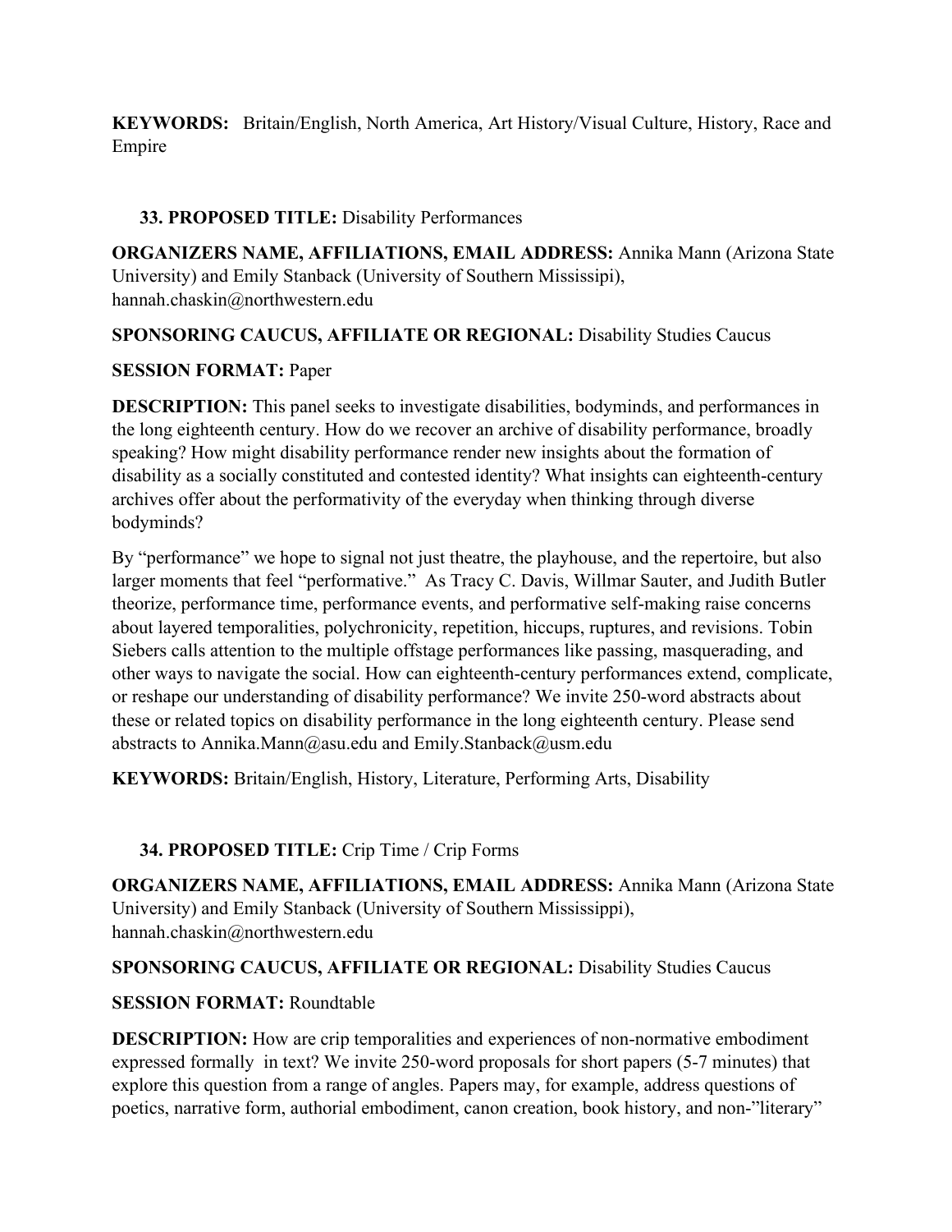**KEYWORDS:** Britain/English, North America, Art History/Visual Culture, History, Race and Empire

**33. PROPOSED TITLE:** Disability Performances

**ORGANIZERS NAME, AFFILIATIONS, EMAIL ADDRESS:** Annika Mann (Arizona State University) and Emily Stanback (University of Southern Missisipi), hannah.chaskin@northwestern.edu

**SPONSORING CAUCUS, AFFILIATE OR REGIONAL:** Disability Studies Caucus

**SESSION FORMAT:** Paper

**DESCRIPTION:** This panel seeks to investigate disabilities, bodyminds, and performances in the long eighteenth century. How do we recover an archive of disability performance, broadly speaking? How might disability performance render new insights about the formation of disability as a socially constituted and contested identity? What insights can eighteenth-century archives offer about the performativity of the everyday when thinking through diverse bodyminds?

By "performance" we hope to signal not just theatre, the playhouse, and the repertoire, but also larger moments that feel "performative." As Tracy C. Davis, Willmar Sauter, and Judith Butler theorize, performance time, performance events, and performative self-making raise concerns about layered temporalities, polychronicity, repetition, hiccups, ruptures, and revisions. Tobin Siebers calls attention to the multiple offstage performances like passing, masquerading, and other ways to navigate the social. How can eighteenth-century performances extend, complicate, or reshape our understanding of disability performance? We invite 250-word abstracts about these or related topics on disability performance in the long eighteenth century. Please send abstracts to Annika.Mann@asu.edu and Emily.Stanback@usm.edu

**KEYWORDS:** Britain/English, History, Literature, Performing Arts, Disability

**34. PROPOSED TITLE:** Crip Time / Crip Forms

**ORGANIZERS NAME, AFFILIATIONS, EMAIL ADDRESS:** Annika Mann (Arizona State University) and Emily Stanback (University of Southern Mississippi), hannah.chaskin@northwestern.edu

**SPONSORING CAUCUS, AFFILIATE OR REGIONAL:** Disability Studies Caucus

**SESSION FORMAT:** Roundtable

**DESCRIPTION:** How are crip temporalities and experiences of non-normative embodiment expressed formally in text? We invite 250-word proposals for short papers (5-7 minutes) that explore this question from a range of angles. Papers may, for example, address questions of poetics, narrative form, authorial embodiment, canon creation, book history, and non-"literary"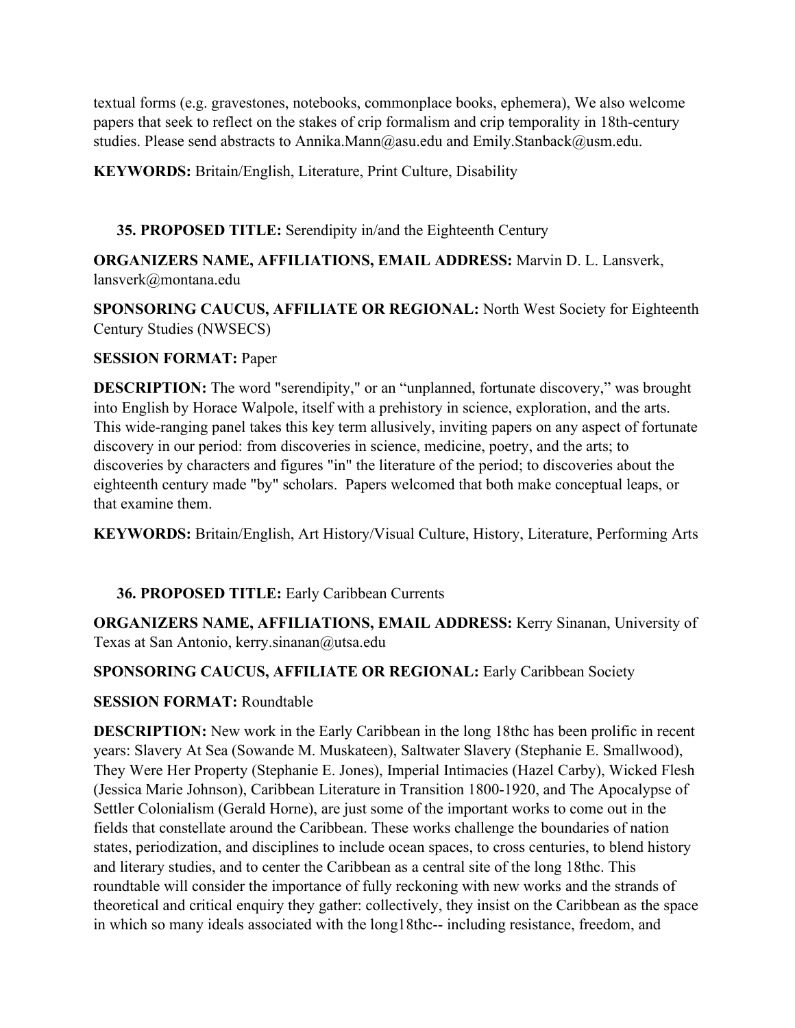textual forms (e.g. gravestones, notebooks, commonplace books, ephemera), We also welcome papers that seek to reflect on the stakes of crip formalism and crip temporality in 18th-century studies. Please send abstracts to Annika.Mann@asu.edu and Emily.Stanback@usm.edu.

**KEYWORDS:** Britain/English, Literature, Print Culture, Disability

**35. PROPOSED TITLE:** Serendipity in/and the Eighteenth Century

**ORGANIZERS NAME, AFFILIATIONS, EMAIL ADDRESS:** Marvin D. L. Lansverk, lansverk@montana.edu

**SPONSORING CAUCUS, AFFILIATE OR REGIONAL:** North West Society for Eighteenth Century Studies (NWSECS)

**SESSION FORMAT:** Paper

**DESCRIPTION:** The word "serendipity," or an "unplanned, fortunate discovery," was brought into English by Horace Walpole, itself with a prehistory in science, exploration, and the arts. This wide-ranging panel takes this key term allusively, inviting papers on any aspect of fortunate discovery in our period: from discoveries in science, medicine, poetry, and the arts; to discoveries by characters and figures "in" the literature of the period; to discoveries about the eighteenth century made "by" scholars. Papers welcomed that both make conceptual leaps, or that examine them.

**KEYWORDS:** Britain/English, Art History/Visual Culture, History, Literature, Performing Arts

**36. PROPOSED TITLE:** Early Caribbean Currents

**ORGANIZERS NAME, AFFILIATIONS, EMAIL ADDRESS:** Kerry Sinanan, University of Texas at San Antonio, kerry.sinanan@utsa.edu

**SPONSORING CAUCUS, AFFILIATE OR REGIONAL:** Early Caribbean Society

**SESSION FORMAT:** Roundtable

**DESCRIPTION:** New work in the Early Caribbean in the long 18thc has been prolific in recent years: Slavery At Sea (Sowande M. Muskateen), Saltwater Slavery (Stephanie E. Smallwood), They Were Her Property (Stephanie E. Jones), Imperial Intimacies (Hazel Carby), Wicked Flesh (Jessica Marie Johnson), Caribbean Literature in Transition 1800-1920, and The Apocalypse of Settler Colonialism (Gerald Horne), are just some of the important works to come out in the fields that constellate around the Caribbean. These works challenge the boundaries of nation states, periodization, and disciplines to include ocean spaces, to cross centuries, to blend history and literary studies, and to center the Caribbean as a central site of the long 18thc. This roundtable will consider the importance of fully reckoning with new works and the strands of theoretical and critical enquiry they gather: collectively, they insist on the Caribbean as the space in which so many ideals associated with the long18thc-- including resistance, freedom, and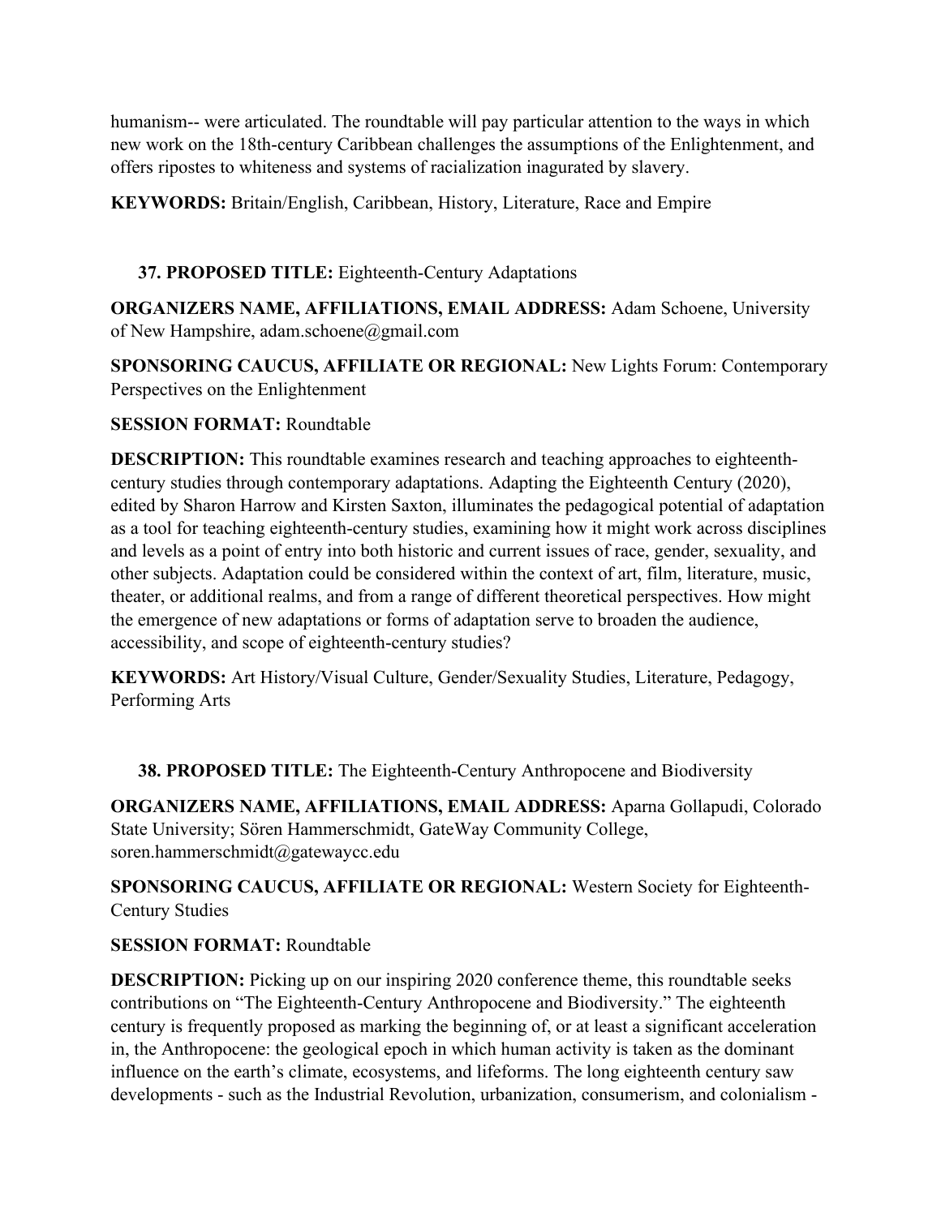humanism-- were articulated. The roundtable will pay particular attention to the ways in which new work on the 18th-century Caribbean challenges the assumptions of the Enlightenment, and offers ripostes to whiteness and systems of racialization inagurated by slavery.

**KEYWORDS:** Britain/English, Caribbean, History, Literature, Race and Empire

**37. PROPOSED TITLE:** Eighteenth-Century Adaptations

**ORGANIZERS NAME, AFFILIATIONS, EMAIL ADDRESS:** Adam Schoene, University of New Hampshire, adam.schoene@gmail.com

**SPONSORING CAUCUS, AFFILIATE OR REGIONAL:** New Lights Forum: Contemporary Perspectives on the Enlightenment

**SESSION FORMAT:** Roundtable

**DESCRIPTION:** This roundtable examines research and teaching approaches to eighteenth-century studies through contemporary adaptations. Adapting the Eighteenth Century (2020), edited by Sharon Harrow and Kirsten Saxton, illuminates the pedagogical potential of adaptation as a tool for teaching eighteenth-century studies, examining how it might work across disciplines and levels as a point of entry into both historic and current issues of race, gender, sexuality, and other subjects. Adaptation could be considered within the context of art, film, literature, music, theater, or additional realms, and from a range of different theoretical perspectives. How might the emergence of new adaptations or forms of adaptation serve to broaden the audience, accessibility, and scope of eighteenth-century studies?

**KEYWORDS:** Art History/Visual Culture, Gender/Sexuality Studies, Literature, Pedagogy, Performing Arts

**38. PROPOSED TITLE:** The Eighteenth-Century Anthropocene and Biodiversity

**ORGANIZERS NAME, AFFILIATIONS, EMAIL ADDRESS:** Aparna Gollapudi, Colorado State University; Sören Hammerschmidt, GateWay Community College, soren.hammerschmidt@gatewaycc.edu

**SPONSORING CAUCUS, AFFILIATE OR REGIONAL:** Western Society for Eighteenth-Century Studies

**SESSION FORMAT:** Roundtable

**DESCRIPTION:** Picking up on our inspiring 2020 conference theme, this roundtable seeks contributions on "The Eighteenth-Century Anthropocene and Biodiversity." The eighteenth century is frequently proposed as marking the beginning of, or at least a significant acceleration in, the Anthropocene: the geological epoch in which human activity is taken as the dominant influence on the earth's climate, ecosystems, and lifeforms. The long eighteenth century saw developments - such as the Industrial Revolution, urbanization, consumerism, and colonialism -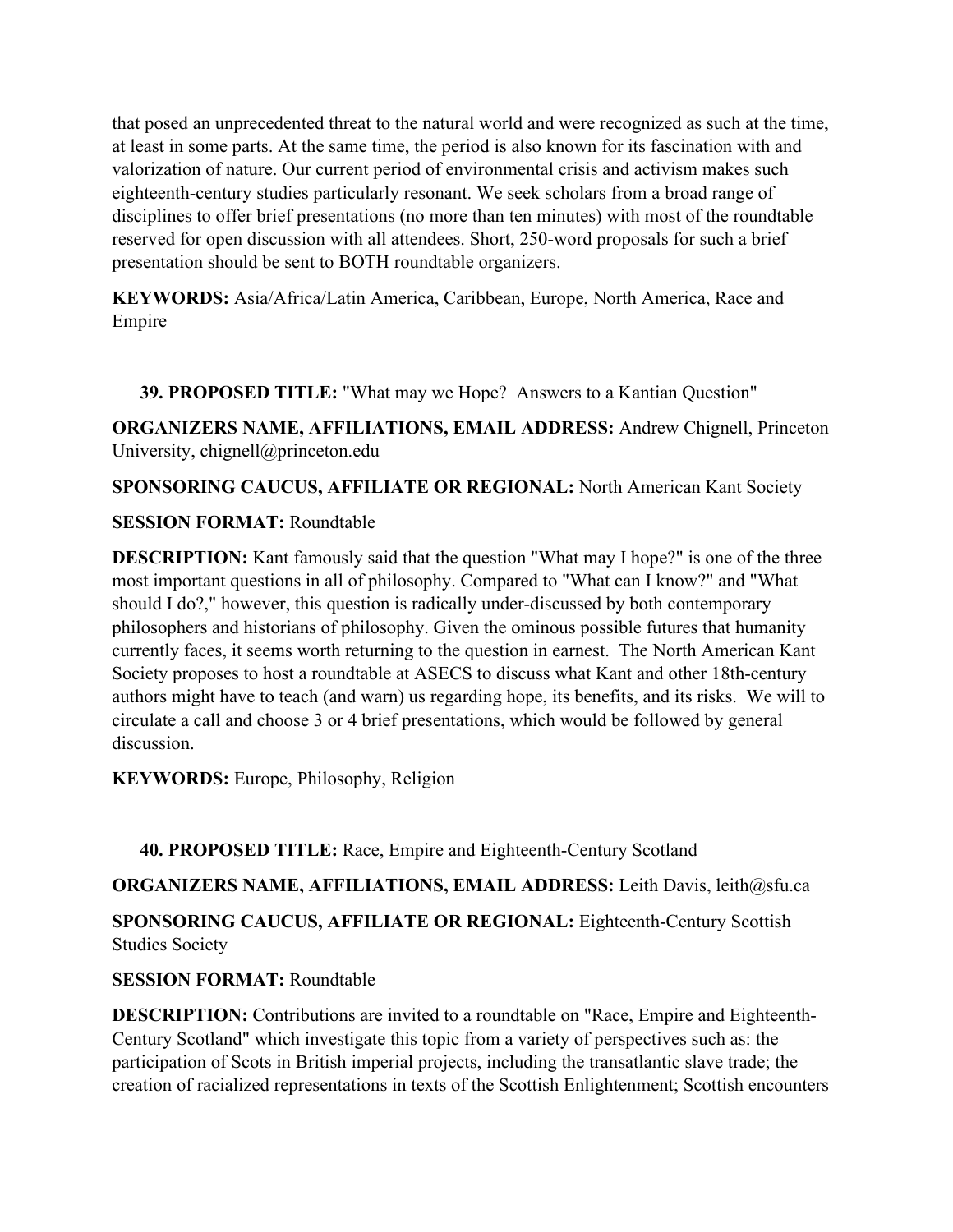that posed an unprecedented threat to the natural world and were recognized as such at the time, at least in some parts. At the same time, the period is also known for its fascination with and valorization of nature. Our current period of environmental crisis and activism makes such eighteenth-century studies particularly resonant. We seek scholars from a broad range of disciplines to offer brief presentations (no more than ten minutes) with most of the roundtable reserved for open discussion with all attendees. Short, 250-word proposals for such a brief presentation should be sent to BOTH roundtable organizers.

**KEYWORDS:** Asia/Africa/Latin America, Caribbean, Europe, North America, Race and Empire

**39. PROPOSED TITLE:** "What may we Hope?  Answers to a Kantian Question"

**ORGANIZERS NAME, AFFILIATIONS, EMAIL ADDRESS:** Andrew Chignell, Princeton University, chignell@princeton.edu

**SPONSORING CAUCUS, AFFILIATE OR REGIONAL:** North American Kant Society

**SESSION FORMAT:** Roundtable

**DESCRIPTION:** Kant famously said that the question "What may I hope?" is one of the three most important questions in all of philosophy. Compared to "What can I know?" and "What should I do?," however, this question is radically under-discussed by both contemporary philosophers and historians of philosophy. Given the ominous possible futures that humanity currently faces, it seems worth returning to the question in earnest.  The North American Kant Society proposes to host a roundtable at ASECS to discuss what Kant and other 18th-century authors might have to teach (and warn) us regarding hope, its benefits, and its risks.  We will to circulate a call and choose 3 or 4 brief presentations, which would be followed by general discussion.

**KEYWORDS:** Europe, Philosophy, Religion

**40. PROPOSED TITLE:** Race, Empire and Eighteenth-Century Scotland

**ORGANIZERS NAME, AFFILIATIONS, EMAIL ADDRESS:** Leith Davis, leith@sfu.ca

**SPONSORING CAUCUS, AFFILIATE OR REGIONAL:** Eighteenth-Century Scottish Studies Society

**SESSION FORMAT:** Roundtable

**DESCRIPTION:** Contributions are invited to a roundtable on "Race, Empire and Eighteenth-Century Scotland" which investigate this topic from a variety of perspectives such as: the participation of Scots in British imperial projects, including the transatlantic slave trade; the creation of racialized representations in texts of the Scottish Enlightenment; Scottish encounters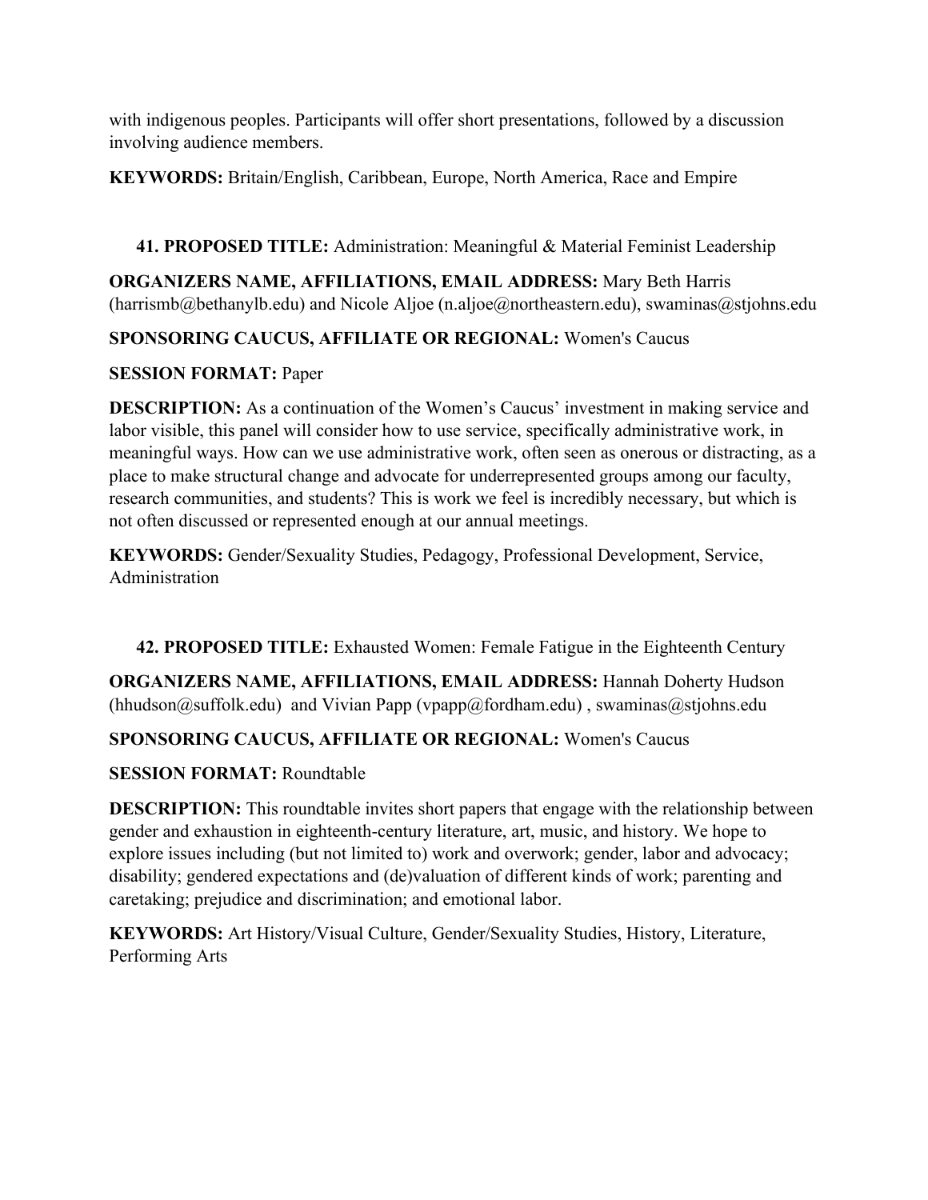with indigenous peoples. Participants will offer short presentations, followed by a discussion involving audience members.

**KEYWORDS:** Britain/English, Caribbean, Europe, North America, Race and Empire

**41. PROPOSED TITLE:** Administration: Meaningful & Material Feminist Leadership

**ORGANIZERS NAME, AFFILIATIONS, EMAIL ADDRESS:** Mary Beth Harris (harrismb@bethanylb.edu) and Nicole Aljoe (n.aljoe@northeastern.edu), swaminas@stjohns.edu

**SPONSORING CAUCUS, AFFILIATE OR REGIONAL:** Women's Caucus

**SESSION FORMAT:** Paper

**DESCRIPTION:** As a continuation of the Women's Caucus' investment in making service and labor visible, this panel will consider how to use service, specifically administrative work, in meaningful ways. How can we use administrative work, often seen as onerous or distracting, as a place to make structural change and advocate for underrepresented groups among our faculty, research communities, and students? This is work we feel is incredibly necessary, but which is not often discussed or represented enough at our annual meetings.

**KEYWORDS:** Gender/Sexuality Studies, Pedagogy, Professional Development, Service, Administration

**42. PROPOSED TITLE:** Exhausted Women: Female Fatigue in the Eighteenth Century

**ORGANIZERS NAME, AFFILIATIONS, EMAIL ADDRESS:** Hannah Doherty Hudson (hhudson@suffolk.edu) and Vivian Papp (vpapp@fordham.edu) , swaminas@stjohns.edu

**SPONSORING CAUCUS, AFFILIATE OR REGIONAL:** Women's Caucus

**SESSION FORMAT:** Roundtable

**DESCRIPTION:** This roundtable invites short papers that engage with the relationship between gender and exhaustion in eighteenth-century literature, art, music, and history. We hope to explore issues including (but not limited to) work and overwork; gender, labor and advocacy; disability; gendered expectations and (de)valuation of different kinds of work; parenting and caretaking; prejudice and discrimination; and emotional labor.

**KEYWORDS:** Art History/Visual Culture, Gender/Sexuality Studies, History, Literature, Performing Arts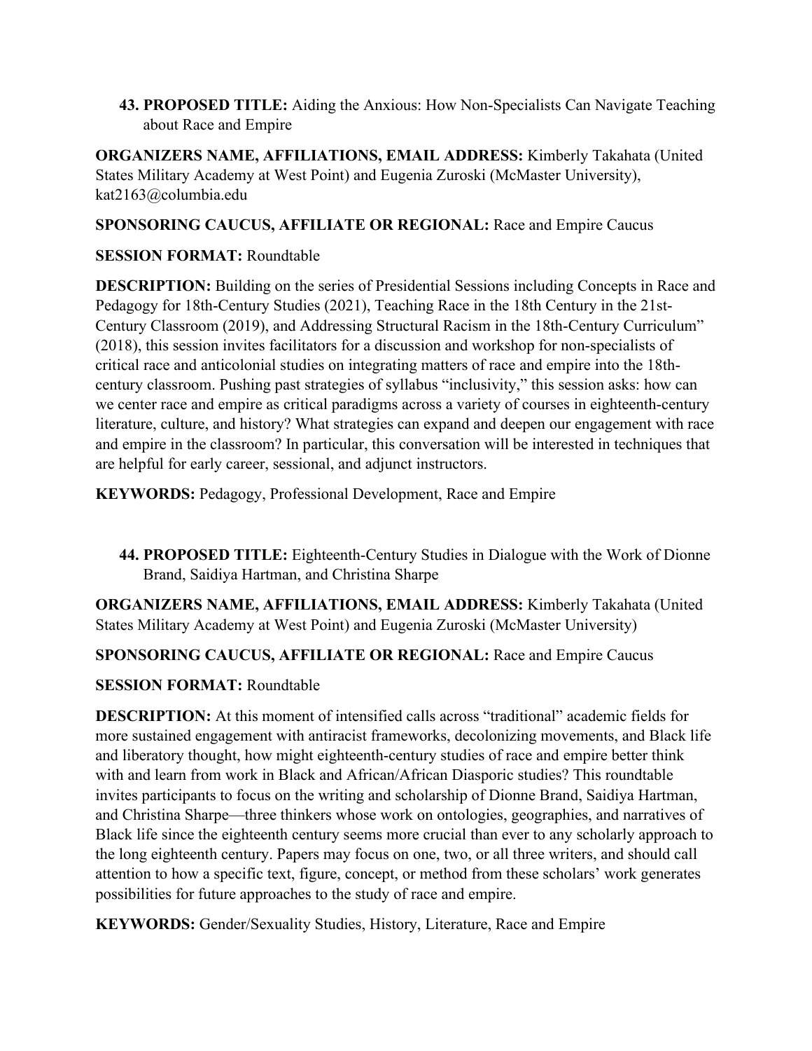43. **PROPOSED TITLE:** Aiding the Anxious: How Non-Specialists Can Navigate Teaching about Race and Empire

**ORGANIZERS NAME, AFFILIATIONS, EMAIL ADDRESS:** Kimberly Takahata (United States Military Academy at West Point) and Eugenia Zuroski (McMaster University), kat2163@columbia.edu

**SPONSORING CAUCUS, AFFILIATE OR REGIONAL:** Race and Empire Caucus

**SESSION FORMAT:** Roundtable

**DESCRIPTION:** Building on the series of Presidential Sessions including Concepts in Race and Pedagogy for 18th-Century Studies (2021), Teaching Race in the 18th Century in the 21st-Century Classroom (2019), and Addressing Structural Racism in the 18th-Century Curriculum" (2018), this session invites facilitators for a discussion and workshop for non-specialists of critical race and anticolonial studies on integrating matters of race and empire into the 18th-century classroom. Pushing past strategies of syllabus "inclusivity," this session asks: how can we center race and empire as critical paradigms across a variety of courses in eighteenth-century literature, culture, and history? What strategies can expand and deepen our engagement with race and empire in the classroom? In particular, this conversation will be interested in techniques that are helpful for early career, sessional, and adjunct instructors.

**KEYWORDS:** Pedagogy, Professional Development, Race and Empire

44. **PROPOSED TITLE:** Eighteenth-Century Studies in Dialogue with the Work of Dionne Brand, Saidiya Hartman, and Christina Sharpe

**ORGANIZERS NAME, AFFILIATIONS, EMAIL ADDRESS:** Kimberly Takahata (United States Military Academy at West Point) and Eugenia Zuroski (McMaster University)

**SPONSORING CAUCUS, AFFILIATE OR REGIONAL:** Race and Empire Caucus

**SESSION FORMAT:** Roundtable

**DESCRIPTION:** At this moment of intensified calls across "traditional" academic fields for more sustained engagement with antiracist frameworks, decolonizing movements, and Black life and liberatory thought, how might eighteenth-century studies of race and empire better think with and learn from work in Black and African/African Diasporic studies? This roundtable invites participants to focus on the writing and scholarship of Dionne Brand, Saidiya Hartman, and Christina Sharpe—three thinkers whose work on ontologies, geographies, and narratives of Black life since the eighteenth century seems more crucial than ever to any scholarly approach to the long eighteenth century. Papers may focus on one, two, or all three writers, and should call attention to how a specific text, figure, concept, or method from these scholars' work generates possibilities for future approaches to the study of race and empire.

**KEYWORDS:** Gender/Sexuality Studies, History, Literature, Race and Empire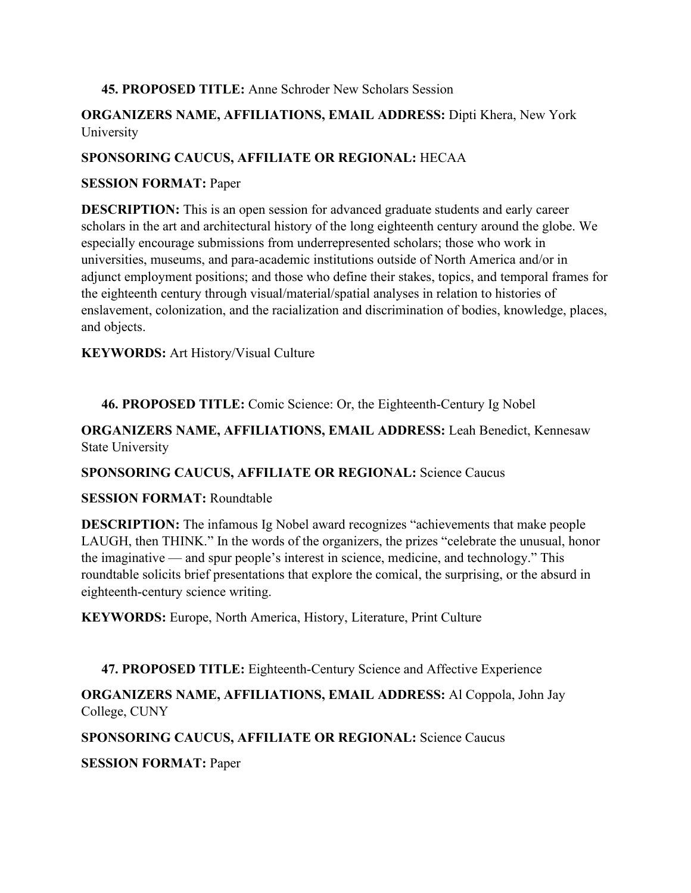**45. PROPOSED TITLE:** Anne Schroder New Scholars Session

**ORGANIZERS NAME, AFFILIATIONS, EMAIL ADDRESS:** Dipti Khera, New York University

**SPONSORING CAUCUS, AFFILIATE OR REGIONAL:** HECAA

**SESSION FORMAT:** Paper

**DESCRIPTION:** This is an open session for advanced graduate students and early career scholars in the art and architectural history of the long eighteenth century around the globe. We especially encourage submissions from underrepresented scholars; those who work in universities, museums, and para-academic institutions outside of North America and/or in adjunct employment positions; and those who define their stakes, topics, and temporal frames for the eighteenth century through visual/material/spatial analyses in relation to histories of enslavement, colonization, and the racialization and discrimination of bodies, knowledge, places, and objects.

**KEYWORDS:** Art History/Visual Culture

**46. PROPOSED TITLE:** Comic Science: Or, the Eighteenth-Century Ig Nobel

**ORGANIZERS NAME, AFFILIATIONS, EMAIL ADDRESS:** Leah Benedict, Kennesaw State University

**SPONSORING CAUCUS, AFFILIATE OR REGIONAL:** Science Caucus

**SESSION FORMAT:** Roundtable

**DESCRIPTION:** The infamous Ig Nobel award recognizes "achievements that make people LAUGH, then THINK." In the words of the organizers, the prizes "celebrate the unusual, honor the imaginative — and spur people's interest in science, medicine, and technology." This roundtable solicits brief presentations that explore the comical, the surprising, or the absurd in eighteenth-century science writing.

**KEYWORDS:** Europe, North America, History, Literature, Print Culture

**47. PROPOSED TITLE:** Eighteenth-Century Science and Affective Experience

**ORGANIZERS NAME, AFFILIATIONS, EMAIL ADDRESS:** Al Coppola, John Jay College, CUNY

**SPONSORING CAUCUS, AFFILIATE OR REGIONAL:** Science Caucus

**SESSION FORMAT:** Paper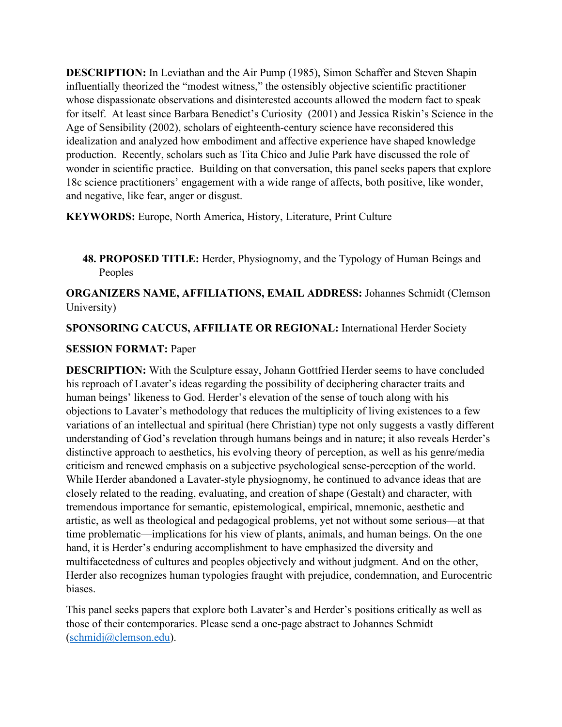**DESCRIPTION:** In Leviathan and the Air Pump (1985), Simon Schaffer and Steven Shapin influentially theorized the "modest witness," the ostensibly objective scientific practitioner whose dispassionate observations and disinterested accounts allowed the modern fact to speak for itself. At least since Barbara Benedict's Curiosity (2001) and Jessica Riskin's Science in the Age of Sensibility (2002), scholars of eighteenth-century science have reconsidered this idealization and analyzed how embodiment and affective experience have shaped knowledge production. Recently, scholars such as Tita Chico and Julie Park have discussed the role of wonder in scientific practice. Building on that conversation, this panel seeks papers that explore 18c science practitioners' engagement with a wide range of affects, both positive, like wonder, and negative, like fear, anger or disgust.

**KEYWORDS:** Europe, North America, History, Literature, Print Culture

48. **PROPOSED TITLE:** Herder, Physiognomy, and the Typology of Human Beings and Peoples

**ORGANIZERS NAME, AFFILIATIONS, EMAIL ADDRESS:** Johannes Schmidt (Clemson University)

**SPONSORING CAUCUS, AFFILIATE OR REGIONAL:** International Herder Society

**SESSION FORMAT:** Paper

**DESCRIPTION:** With the Sculpture essay, Johann Gottfried Herder seems to have concluded his reproach of Lavater's ideas regarding the possibility of deciphering character traits and human beings' likeness to God. Herder's elevation of the sense of touch along with his objections to Lavater's methodology that reduces the multiplicity of living existences to a few variations of an intellectual and spiritual (here Christian) type not only suggests a vastly different understanding of God's revelation through humans beings and in nature; it also reveals Herder's distinctive approach to aesthetics, his evolving theory of perception, as well as his genre/media criticism and renewed emphasis on a subjective psychological sense-perception of the world. While Herder abandoned a Lavater-style physiognomy, he continued to advance ideas that are closely related to the reading, evaluating, and creation of shape (Gestalt) and character, with tremendous importance for semantic, epistemological, empirical, mnemonic, aesthetic and artistic, as well as theological and pedagogical problems, yet not without some serious—at that time problematic—implications for his view of plants, animals, and human beings. On the one hand, it is Herder's enduring accomplishment to have emphasized the diversity and multifacetedness of cultures and peoples objectively and without judgment. And on the other, Herder also recognizes human typologies fraught with prejudice, condemnation, and Eurocentric biases.

This panel seeks papers that explore both Lavater's and Herder's positions critically as well as those of their contemporaries. Please send a one-page abstract to Johannes Schmidt (schmidj@clemson.edu).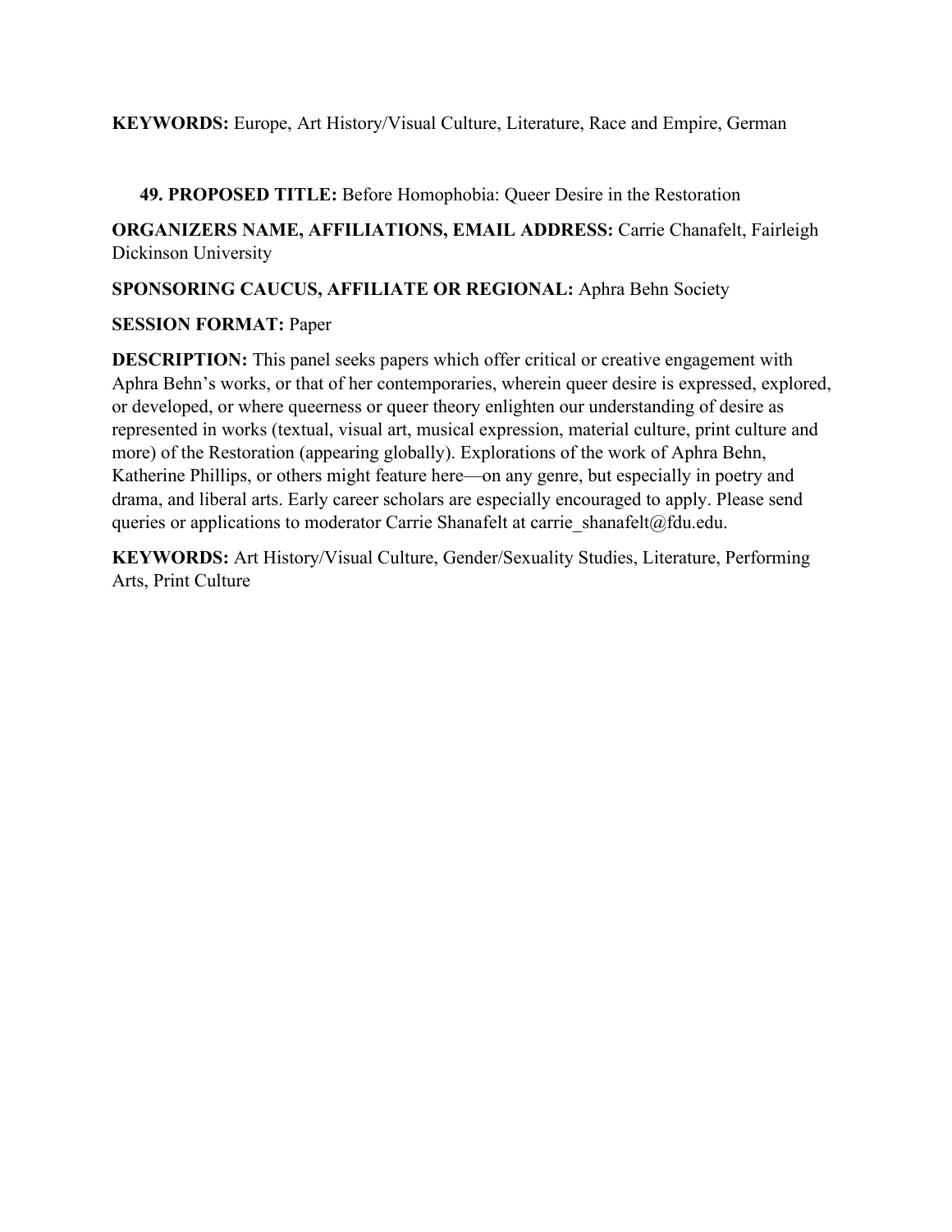**KEYWORDS:** Europe, Art History/Visual Culture, Literature, Race and Empire, German

**49. PROPOSED TITLE:** Before Homophobia: Queer Desire in the Restoration

**ORGANIZERS NAME, AFFILIATIONS, EMAIL ADDRESS:** Carrie Chanafelt, Fairleigh Dickinson University

**SPONSORING CAUCUS, AFFILIATE OR REGIONAL:** Aphra Behn Society

**SESSION FORMAT:** Paper

**DESCRIPTION:** This panel seeks papers which offer critical or creative engagement with Aphra Behn's works, or that of her contemporaries, wherein queer desire is expressed, explored, or developed, or where queerness or queer theory enlighten our understanding of desire as represented in works (textual, visual art, musical expression, material culture, print culture and more) of the Restoration (appearing globally). Explorations of the work of Aphra Behn, Katherine Phillips, or others might feature here—on any genre, but especially in poetry and drama, and liberal arts. Early career scholars are especially encouraged to apply. Please send queries or applications to moderator Carrie Shanafelt at carrie_shanafelt@fdu.edu.

**KEYWORDS:** Art History/Visual Culture, Gender/Sexuality Studies, Literature, Performing Arts, Print Culture